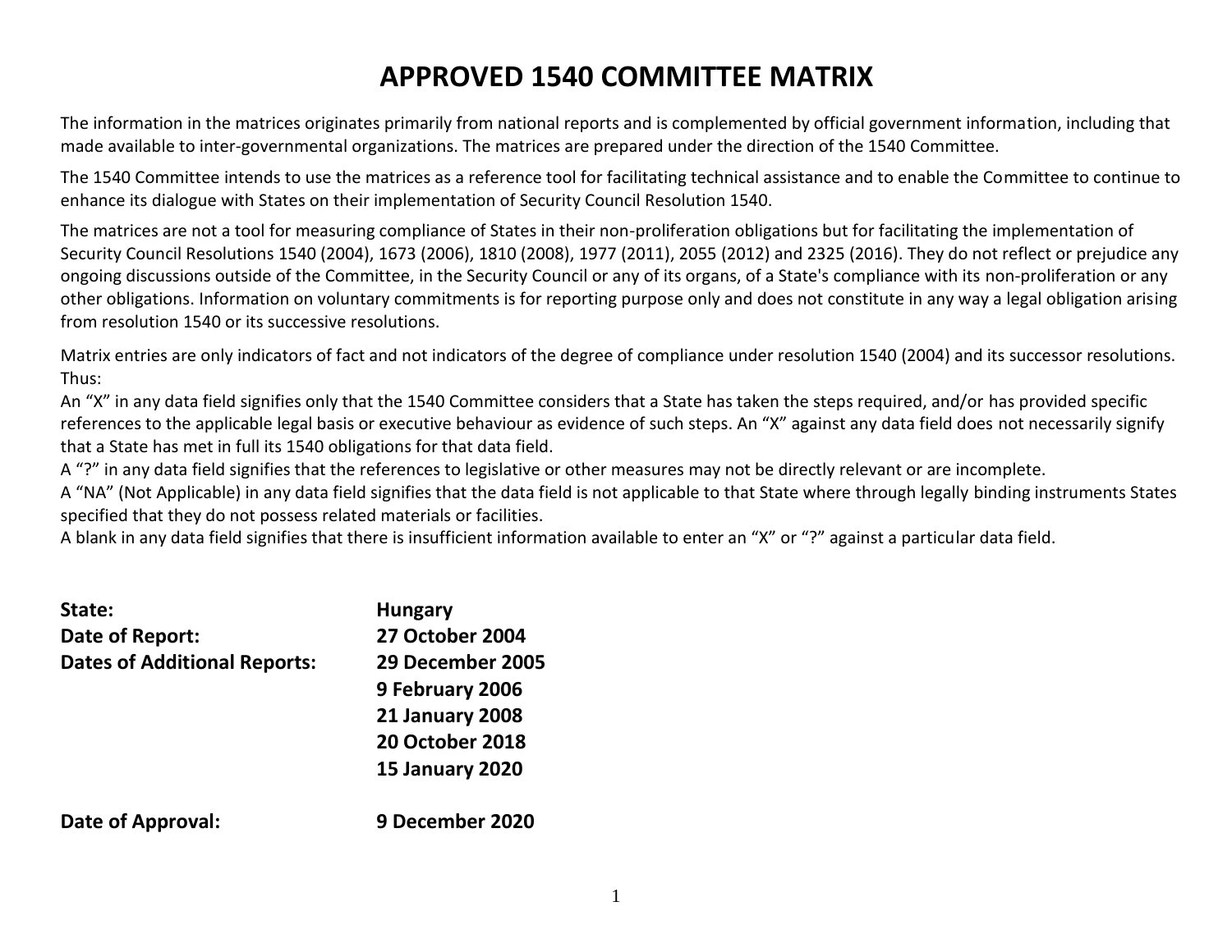# APPROVED 1540 COMMITTEE MATRIX

The information in the matrices originates primarily from national reports and is complemented by official government information, including that made available to inter-governmental organizations. The matrices are prepared under the direction of the 1540 Committee.

The 1540 Committee intends to use the matrices as a reference tool for facilitating technical assistance and to enable the Committee to continue to enhance its dialogue with States on their implementation of Security Council Resolution 1540.

The matrices are not a tool for measuring compliance of States in their non-proliferation obligations but for facilitating the implementation of Security Council Resolutions 1540 (2004), 1673 (2006), 1810 (2008), 1977 (2011), 2055 (2012) and 2325 (2016). They do not reflect or prejudice any ongoing discussions outside of the Committee, in the Security Council or any of its organs, of a State's compliance with its non-proliferation or any other obligations. Information on voluntary commitments is for reporting purpose only and does not constitute in any way a legal obligation arising from resolution 1540 or its successive resolutions.

Matrix entries are only indicators of fact and not indicators of the degree of compliance under resolution 1540 (2004) and its successor resolutions. Thus:
An "X" in any data field signifies only that the 1540 Committee considers that a State has taken the steps required, and/or has provided specific references to the applicable legal basis or executive behaviour as evidence of such steps. An "X" against any data field does not necessarily signify that a State has met in full its 1540 obligations for that data field.
A "?" in any data field signifies that the references to legislative or other measures may not be directly relevant or are incomplete.
A "NA" (Not Applicable) in any data field signifies that the data field is not applicable to that State where through legally binding instruments States specified that they do not possess related materials or facilities.
A blank in any data field signifies that there is insufficient information available to enter an "X" or "?" against a particular data field.

**State:** **Hungary**

**Date of Report:** **27 October 2004**

**Dates of Additional Reports:** **29 December 2005**
**9 February 2006**
**21 January 2008**
**20 October 2018**
**15 January 2020**

**Date of Approval:** **9 December 2020**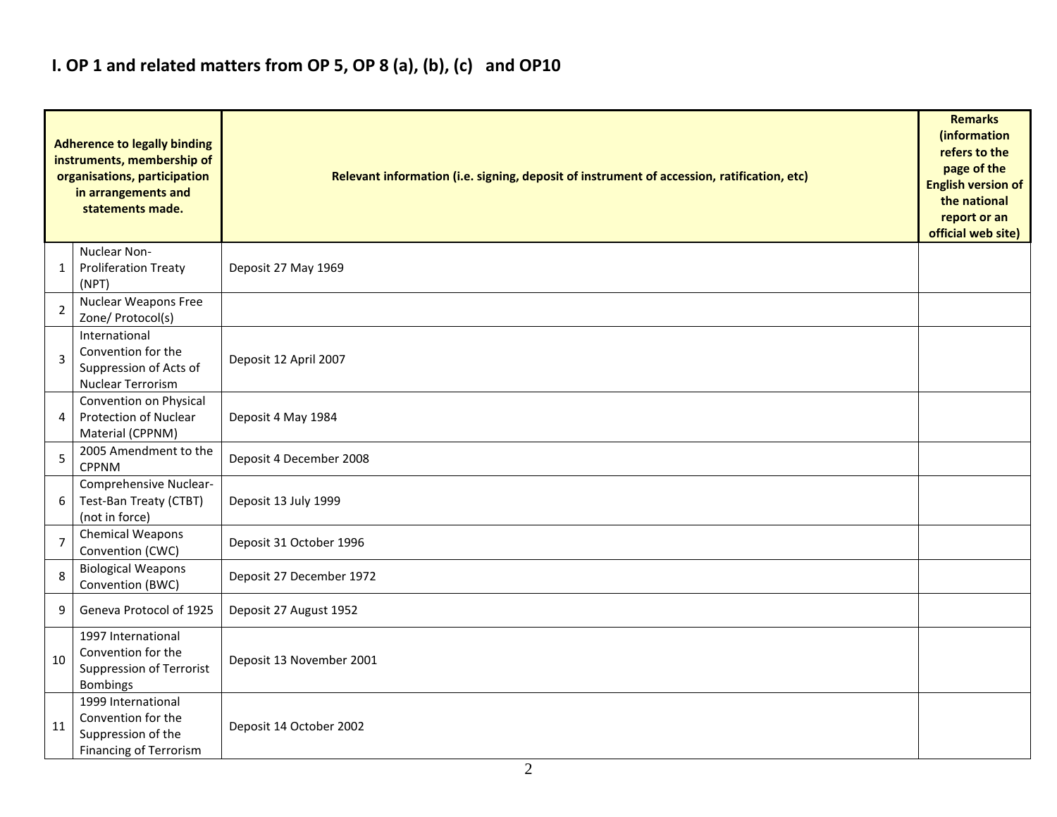## I. OP 1 and related matters from OP 5, OP 8 (a), (b), (c) and OP10

| | Adherence to legally binding instruments, membership of organisations, participation in arrangements and statements made. | Relevant information (i.e. signing, deposit of instrument of accession, ratification, etc) | Remarks (information refers to the page of the English version of the national report or an official web site) |
|---|---|---|---|
| 1 | Nuclear Non-Proliferation Treaty (NPT) | Deposit 27 May 1969 | |
| 2 | Nuclear Weapons Free Zone/ Protocol(s) | | |
| 3 | International Convention for the Suppression of Acts of Nuclear Terrorism | Deposit 12 April 2007 | |
| 4 | Convention on Physical Protection of Nuclear Material (CPPNM) | Deposit 4 May 1984 | |
| 5 | 2005 Amendment to the CPPNM | Deposit 4 December 2008 | |
| 6 | Comprehensive Nuclear-Test-Ban Treaty (CTBT) (not in force) | Deposit 13 July 1999 | |
| 7 | Chemical Weapons Convention (CWC) | Deposit 31 October 1996 | |
| 8 | Biological Weapons Convention (BWC) | Deposit 27 December 1972 | |
| 9 | Geneva Protocol of 1925 | Deposit 27 August 1952 | |
| 10 | 1997 International Convention for the Suppression of Terrorist Bombings | Deposit 13 November 2001 | |
| 11 | 1999 International Convention for the Suppression of the Financing of Terrorism | Deposit 14 October 2002 | |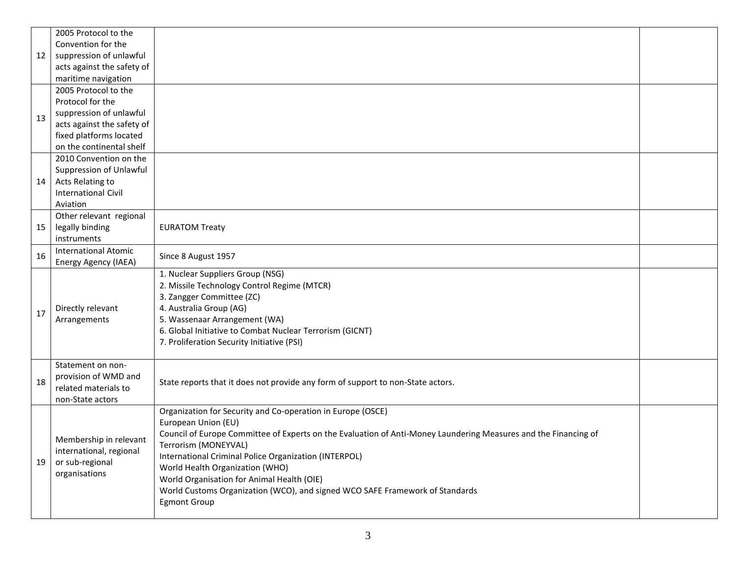| | | | |
|---|---|---|---|
| 12 | 2005 Protocol to the Convention for the suppression of unlawful acts against the safety of maritime navigation | | |
| 13 | 2005 Protocol to the Protocol for the suppression of unlawful acts against the safety of fixed platforms located on the continental shelf | | |
| 14 | 2010 Convention on the Suppression of Unlawful Acts Relating to International Civil Aviation | | |
| 15 | Other relevant regional legally binding instruments | EURATOM Treaty | |
| 16 | International Atomic Energy Agency (IAEA) | Since 8 August 1957 | |
| 17 | Directly relevant Arrangements | 1. Nuclear Suppliers Group (NSG)<br>2. Missile Technology Control Regime (MTCR)<br>3. Zangger Committee (ZC)<br>4. Australia Group (AG)<br>5. Wassenaar Arrangement (WA)<br>6. Global Initiative to Combat Nuclear Terrorism (GICNT)<br>7. Proliferation Security Initiative (PSI) | |
| 18 | Statement on non-provision of WMD and related materials to non-State actors | State reports that it does not provide any form of support to non-State actors. | |
| 19 | Membership in relevant international, regional or sub-regional organisations | Organization for Security and Co-operation in Europe (OSCE)<br>European Union (EU)<br>Council of Europe Committee of Experts on the Evaluation of Anti-Money Laundering Measures and the Financing of Terrorism (MONEYVAL)<br>International Criminal Police Organization (INTERPOL)<br>World Health Organization (WHO)<br>World Organisation for Animal Health (OIE)<br>World Customs Organization (WCO), and signed WCO SAFE Framework of Standards<br>Egmont Group | |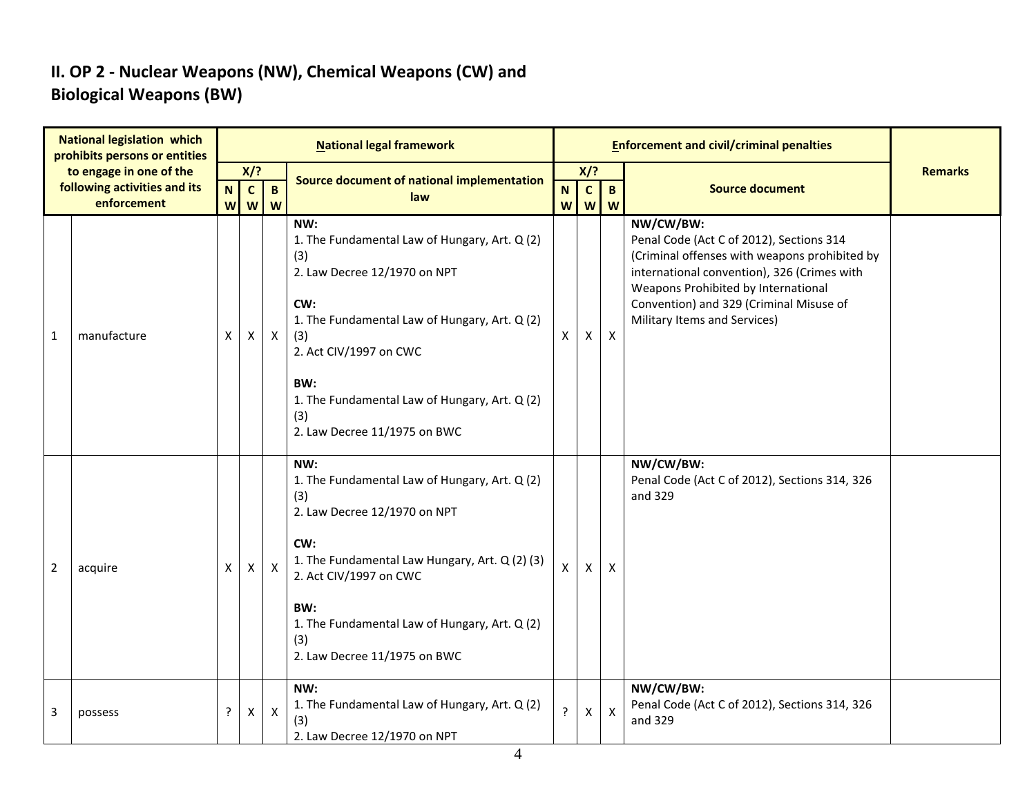## II. OP 2 - Nuclear Weapons (NW), Chemical Weapons (CW) and Biological Weapons (BW)

| National legislation which prohibits persons or entities to engage in one of the following activities and its enforcement | | National legal framework | | | | Enforcement and civil/criminal penalties | | | | Remarks |
|---|---|---|---|---|---|---|---|---|---|---|
| | | X/? | | | Source document of national implementation law | X/? | | | Source document | |
| | | NW | CW | BW | | NW | CW | BW | | |
| 1 | manufacture | X | X | X | **NW:**<br>1. The Fundamental Law of Hungary, Art. Q (2) (3)<br>2. Law Decree 12/1970 on NPT<br><br>**CW:**<br>1. The Fundamental Law of Hungary, Art. Q (2) (3)<br>2. Act CIV/1997 on CWC<br><br>**BW:**<br>1. The Fundamental Law of Hungary, Art. Q (2) (3)<br>2. Law Decree 11/1975 on BWC | X | X | X | **NW/CW/BW:**<br>Penal Code (Act C of 2012), Sections 314 (Criminal offenses with weapons prohibited by international convention), 326 (Crimes with Weapons Prohibited by International Convention) and 329 (Criminal Misuse of Military Items and Services) | |
| 2 | acquire | X | X | X | **NW:**<br>1. The Fundamental Law of Hungary, Art. Q (2) (3)<br>2. Law Decree 12/1970 on NPT<br><br>**CW:**<br>1. The Fundamental Law Hungary, Art. Q (2) (3)<br>2. Act CIV/1997 on CWC<br><br>**BW:**<br>1. The Fundamental Law of Hungary, Art. Q (2) (3)<br>2. Law Decree 11/1975 on BWC | X | X | X | **NW/CW/BW:**<br>Penal Code (Act C of 2012), Sections 314, 326 and 329 | |
| 3 | possess | ? | X | X | **NW:**<br>1. The Fundamental Law of Hungary, Art. Q (2) (3)<br>2. Law Decree 12/1970 on NPT | ? | X | X | **NW/CW/BW:**<br>Penal Code (Act C of 2012), Sections 314, 326 and 329 | |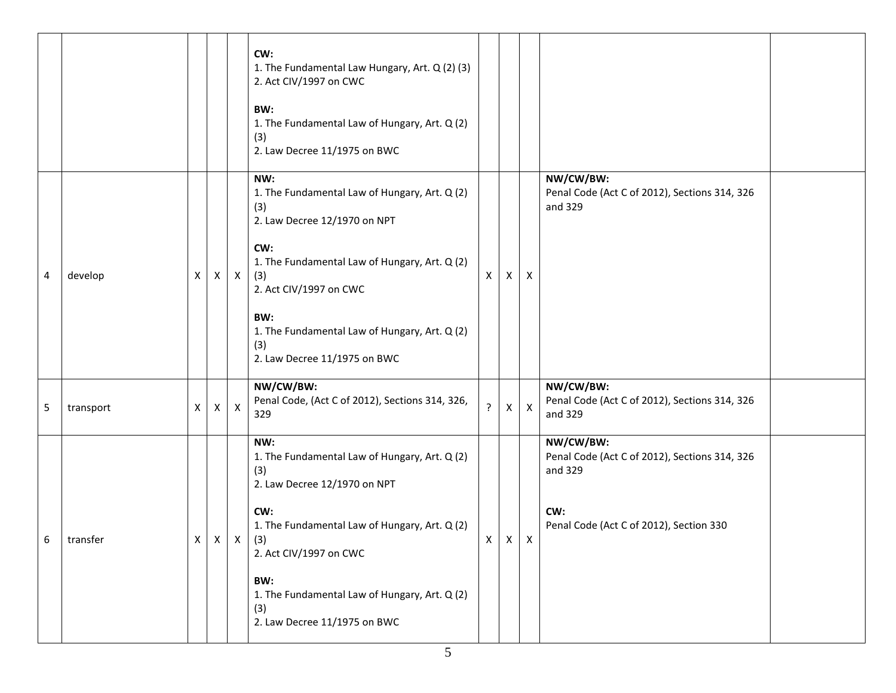| | | | | | | | | | | |
|---|---|---|---|---|---|---|---|---|---|---|
| | | | | | **CW:**<br>1. The Fundamental Law Hungary, Art. Q (2) (3)<br>2. Act CIV/1997 on CWC<br><br>**BW:**<br>1. The Fundamental Law of Hungary, Art. Q (2) (3)<br>2. Law Decree 11/1975 on BWC | | | | | |
| 4 | develop | X | X | X | **NW:**<br>1. The Fundamental Law of Hungary, Art. Q (2) (3)<br>2. Law Decree 12/1970 on NPT<br><br>**CW:**<br>1. The Fundamental Law of Hungary, Art. Q (2) (3)<br>2. Act CIV/1997 on CWC<br><br>**BW:**<br>1. The Fundamental Law of Hungary, Art. Q (2) (3)<br>2. Law Decree 11/1975 on BWC | X | X | X | **NW/CW/BW:**<br>Penal Code (Act C of 2012), Sections 314, 326 and 329 | |
| 5 | transport | X | X | X | **NW/CW/BW:**<br>Penal Code, (Act C of 2012), Sections 314, 326, 329 | ? | X | X | **NW/CW/BW:**<br>Penal Code (Act C of 2012), Sections 314, 326 and 329 | |
| 6 | transfer | X | X | X | **NW:**<br>1. The Fundamental Law of Hungary, Art. Q (2) (3)<br>2. Law Decree 12/1970 on NPT<br><br>**CW:**<br>1. The Fundamental Law of Hungary, Art. Q (2) (3)<br>2. Act CIV/1997 on CWC<br><br>**BW:**<br>1. The Fundamental Law of Hungary, Art. Q (2) (3)<br>2. Law Decree 11/1975 on BWC | X | X | X | **NW/CW/BW:**<br>Penal Code (Act C of 2012), Sections 314, 326 and 329<br><br>**CW:**<br>Penal Code (Act C of 2012), Section 330 | |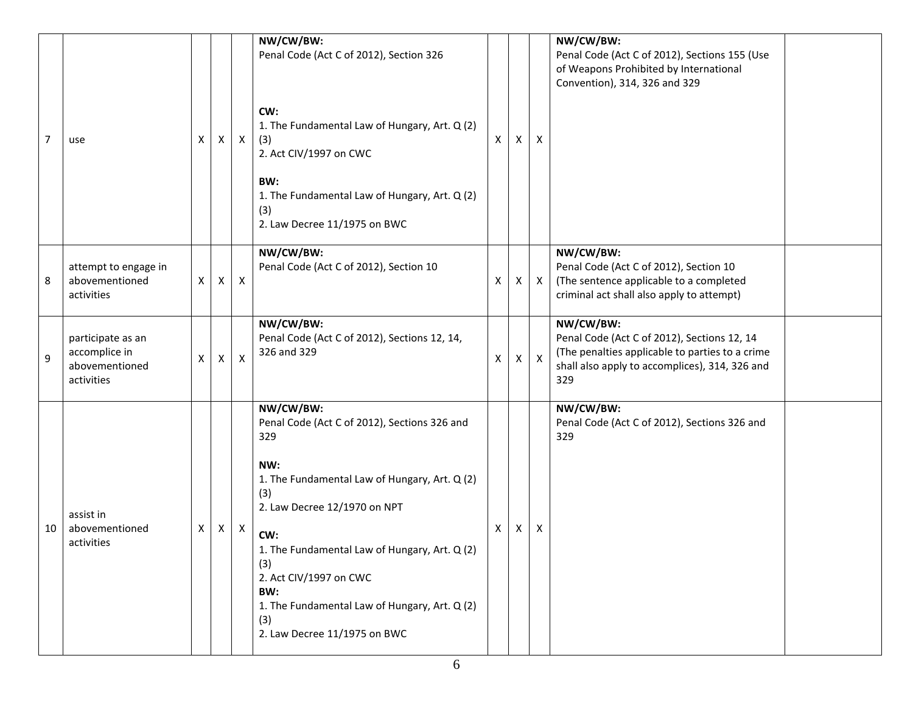| | | | | | | | | | | |
|---|---|---|---|---|---|---|---|---|---|---|
| 7 | use | X | X | X | **NW/CW/BW:**<br>Penal Code (Act C of 2012), Section 326<br><br>**CW:**<br>1. The Fundamental Law of Hungary, Art. Q (2) (3)<br>2. Act CIV/1997 on CWC<br><br>**BW:**<br>1. The Fundamental Law of Hungary, Art. Q (2) (3)<br>2. Law Decree 11/1975 on BWC | X | X | X | **NW/CW/BW:**<br>Penal Code (Act C of 2012), Sections 155 (Use of Weapons Prohibited by International Convention), 314, 326 and 329 | |
| 8 | attempt to engage in abovementioned activities | X | X | X | **NW/CW/BW:**<br>Penal Code (Act C of 2012), Section 10 | X | X | X | **NW/CW/BW:**<br>Penal Code (Act C of 2012), Section 10<br>(The sentence applicable to a completed criminal act shall also apply to attempt) | |
| 9 | participate as an accomplice in abovementioned activities | X | X | X | **NW/CW/BW:**<br>Penal Code (Act C of 2012), Sections 12, 14, 326 and 329 | X | X | X | **NW/CW/BW:**<br>Penal Code (Act C of 2012), Sections 12, 14<br>(The penalties applicable to parties to a crime shall also apply to accomplices), 314, 326 and 329 | |
| 10 | assist in abovementioned activities | X | X | X | **NW/CW/BW:**<br>Penal Code (Act C of 2012), Sections 326 and 329<br><br>**NW:**<br>1. The Fundamental Law of Hungary, Art. Q (2) (3)<br>2. Law Decree 12/1970 on NPT<br><br>**CW:**<br>1. The Fundamental Law of Hungary, Art. Q (2) (3)<br>2. Act CIV/1997 on CWC<br>**BW:**<br>1. The Fundamental Law of Hungary, Art. Q (2) (3)<br>2. Law Decree 11/1975 on BWC | X | X | X | **NW/CW/BW:**<br>Penal Code (Act C of 2012), Sections 326 and 329 | |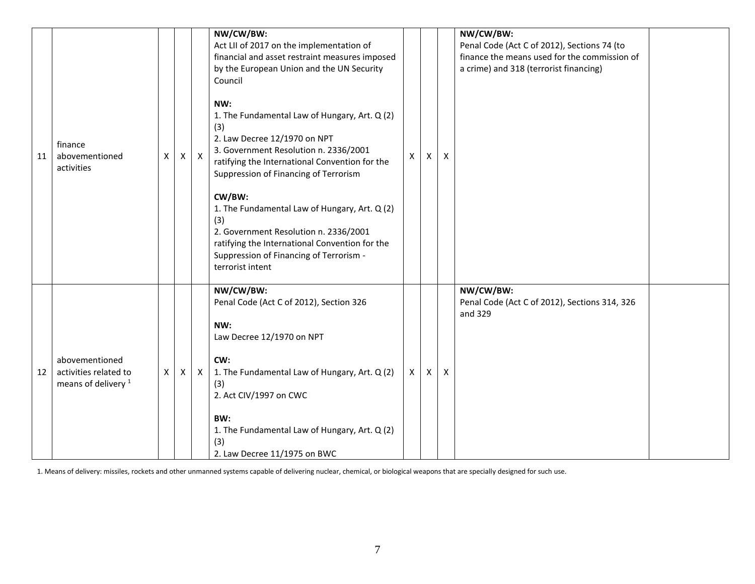| | | | | | | | | | | | |
|---|---|---|---|---|---|---|---|---|---|---|---|
| 11 | finance abovementioned activities | X | X | X | **NW/CW/BW:**<br>Act LII of 2017 on the implementation of financial and asset restraint measures imposed by the European Union and the UN Security Council<br><br>**NW:**<br>1. The Fundamental Law of Hungary, Art. Q (2) (3)<br>2. Law Decree 12/1970 on NPT<br>3. Government Resolution n. 2336/2001 ratifying the International Convention for the Suppression of Financing of Terrorism<br><br>**CW/BW:**<br>1. The Fundamental Law of Hungary, Art. Q (2) (3)<br>2. Government Resolution n. 2336/2001 ratifying the International Convention for the Suppression of Financing of Terrorism - terrorist intent | X | X | X | **NW/CW/BW:**<br>Penal Code (Act C of 2012), Sections 74 (to finance the means used for the commission of a crime) and 318 (terrorist financing) | |
| 12 | abovementioned activities related to means of delivery [1] | X | X | X | **NW/CW/BW:**<br>Penal Code (Act C of 2012), Section 326<br><br>**NW:**<br>Law Decree 12/1970 on NPT<br><br>**CW:**<br>1. The Fundamental Law of Hungary, Art. Q (2) (3)<br>2. Act CIV/1997 on CWC<br><br>**BW:**<br>1. The Fundamental Law of Hungary, Art. Q (2) (3)<br>2. Law Decree 11/1975 on BWC | X | X | X | **NW/CW/BW:**<br>Penal Code (Act C of 2012), Sections 314, 326 and 329 | |

1. Means of delivery: missiles, rockets and other unmanned systems capable of delivering nuclear, chemical, or biological weapons that are specially designed for such use.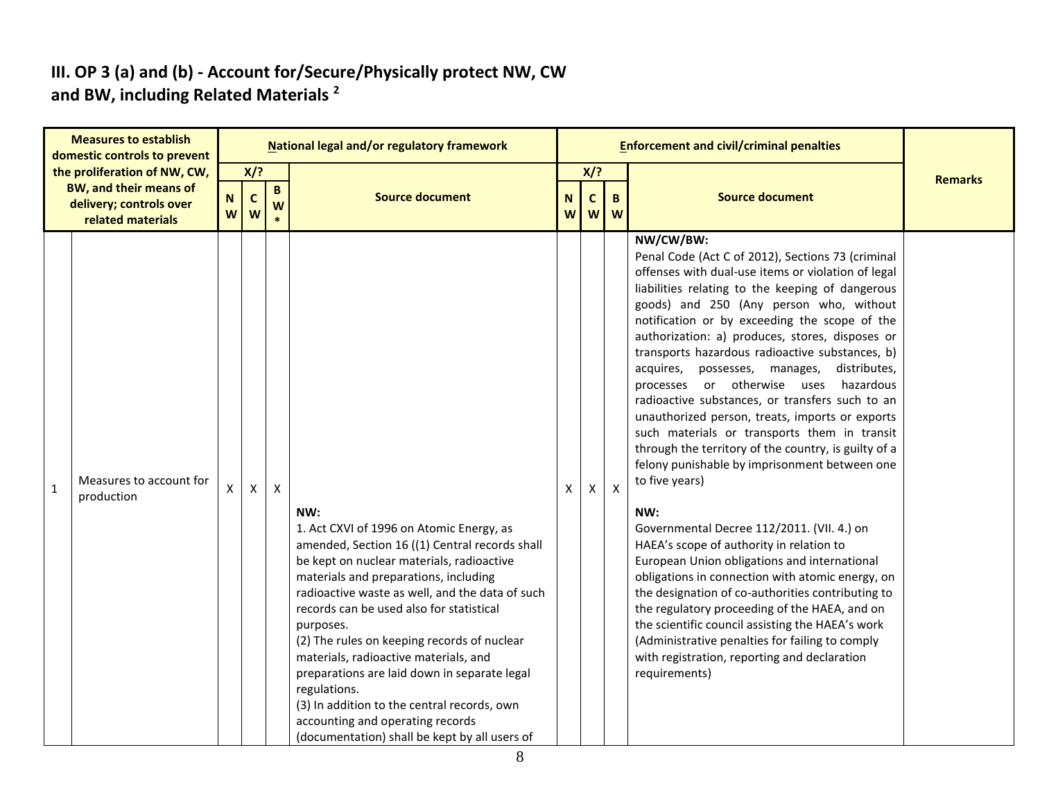## III. OP 3 (a) and (b) - Account for/Secure/Physically protect NW, CW and BW, including Related Materials [2]

| | Measures to establish domestic controls to prevent the proliferation of NW, CW, BW, and their means of delivery; controls over related materials | National legal and/or regulatory framework | | | | Enforcement and civil/criminal penalties | | | | Remarks |
|---|---|---|---|---|---|---|---|---|---|---|
| | | X/? | | | Source document | X/? | | | Source document | |
| | | NW | CW | BW* | | NW | CW | BW | | |
| 1 | Measures to account for production | X | X | X | NW:<br>1. Act CXVI of 1996 on Atomic Energy, as amended, Section 16 ((1) Central records shall be kept on nuclear materials, radioactive materials and preparations, including radioactive waste as well, and the data of such records can be used also for statistical purposes.<br>(2) The rules on keeping records of nuclear materials, radioactive materials, and preparations are laid down in separate legal regulations.<br>(3) In addition to the central records, own accounting and operating records (documentation) shall be kept by all users of | X | X | X | NW/CW/BW:<br>Penal Code (Act C of 2012), Sections 73 (criminal offenses with dual-use items or violation of legal liabilities relating to the keeping of dangerous goods) and 250 (Any person who, without notification or by exceeding the scope of the authorization: a) produces, stores, disposes or transports hazardous radioactive substances, b) acquires, possesses, manages, distributes, processes or otherwise uses hazardous radioactive substances, or transfers such to an unauthorized person, treats, imports or exports such materials or transports them in transit through the territory of the country, is guilty of a felony punishable by imprisonment between one to five years)<br><br>NW:<br>Governmental Decree 112/2011. (VII. 4.) on HAEA's scope of authority in relation to European Union obligations and international obligations in connection with atomic energy, on the designation of co-authorities contributing to the regulatory proceeding of the HAEA, and on the scientific council assisting the HAEA's work (Administrative penalties for failing to comply with registration, reporting and declaration requirements) | |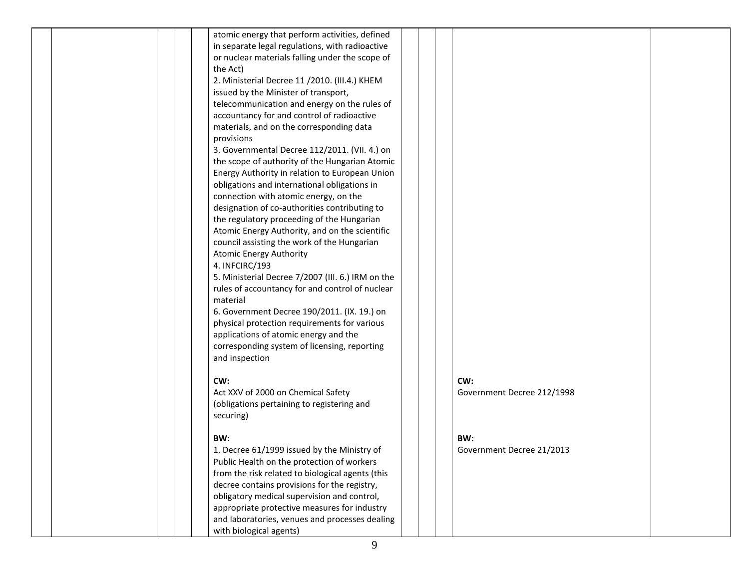| | | | | | | | | | |
|---|---|---|---|---|---|---|---|---|---|
| | | | | atomic energy that perform activities, defined in separate legal regulations, with radioactive or nuclear materials falling under the scope of the Act)<br>2. Ministerial Decree 11 /2010. (III.4.) KHEM issued by the Minister of transport, telecommunication and energy on the rules of accountancy for and control of radioactive materials, and on the corresponding data provisions<br>3. Governmental Decree 112/2011. (VII. 4.) on the scope of authority of the Hungarian Atomic Energy Authority in relation to European Union obligations and international obligations in connection with atomic energy, on the designation of co-authorities contributing to the regulatory proceeding of the Hungarian Atomic Energy Authority, and on the scientific council assisting the work of the Hungarian Atomic Energy Authority<br>4. INFCIRC/193<br>5. Ministerial Decree 7/2007 (III. 6.) IRM on the rules of accountancy for and control of nuclear material<br>6. Government Decree 190/2011. (IX. 19.) on physical protection requirements for various applications of atomic energy and the corresponding system of licensing, reporting and inspection<br><br>**CW:**<br>Act XXV of 2000 on Chemical Safety (obligations pertaining to registering and securing)<br><br>**BW:**<br>1. Decree 61/1999 issued by the Ministry of Public Health on the protection of workers from the risk related to biological agents (this decree contains provisions for the registry, obligatory medical supervision and control, appropriate protective measures for industry and laboratories, venues and processes dealing with biological agents) | | | | <br><br><br><br><br><br><br><br><br><br><br><br><br><br><br><br><br><br><br><br><br><br><br><br><br><br><br><br>**CW:**<br>Government Decree 212/1998<br><br><br><br>**BW:**<br>Government Decree 21/2013 | |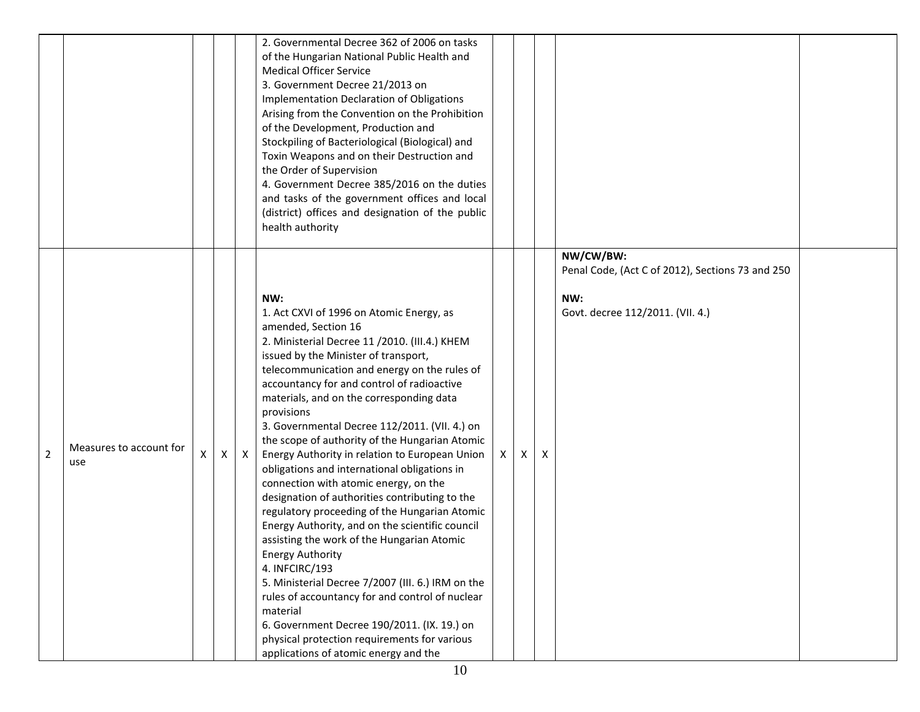| | | | | | | | | | | |
|---|---|---|---|---|---|---|---|---|---|---|
| | | | | | 2. Governmental Decree 362 of 2006 on tasks of the Hungarian National Public Health and Medical Officer Service<br>3. Government Decree 21/2013 on Implementation Declaration of Obligations Arising from the Convention on the Prohibition of the Development, Production and Stockpiling of Bacteriological (Biological) and Toxin Weapons and on their Destruction and the Order of Supervision<br>4. Government Decree 385/2016 on the duties and tasks of the government offices and local (district) offices and designation of the public health authority | | | | | |
| 2 | Measures to account for use | X | X | X | **NW:**<br>1. Act CXVI of 1996 on Atomic Energy, as amended, Section 16<br>2. Ministerial Decree 11 /2010. (III.4.) KHEM issued by the Minister of transport, telecommunication and energy on the rules of accountancy for and control of radioactive materials, and on the corresponding data provisions<br>3. Governmental Decree 112/2011. (VII. 4.) on the scope of authority of the Hungarian Atomic Energy Authority in relation to European Union obligations and international obligations in connection with atomic energy, on the designation of authorities contributing to the regulatory proceeding of the Hungarian Atomic Energy Authority, and on the scientific council assisting the work of the Hungarian Atomic Energy Authority<br>4. INFCIRC/193<br>5. Ministerial Decree 7/2007 (III. 6.) IRM on the rules of accountancy for and control of nuclear material<br>6. Government Decree 190/2011. (IX. 19.) on physical protection requirements for various applications of atomic energy and the | X | X | X | **NW/CW/BW:**<br>Penal Code, (Act C of 2012), Sections 73 and 250<br><br>**NW:**<br>Govt. decree 112/2011. (VII. 4.) | |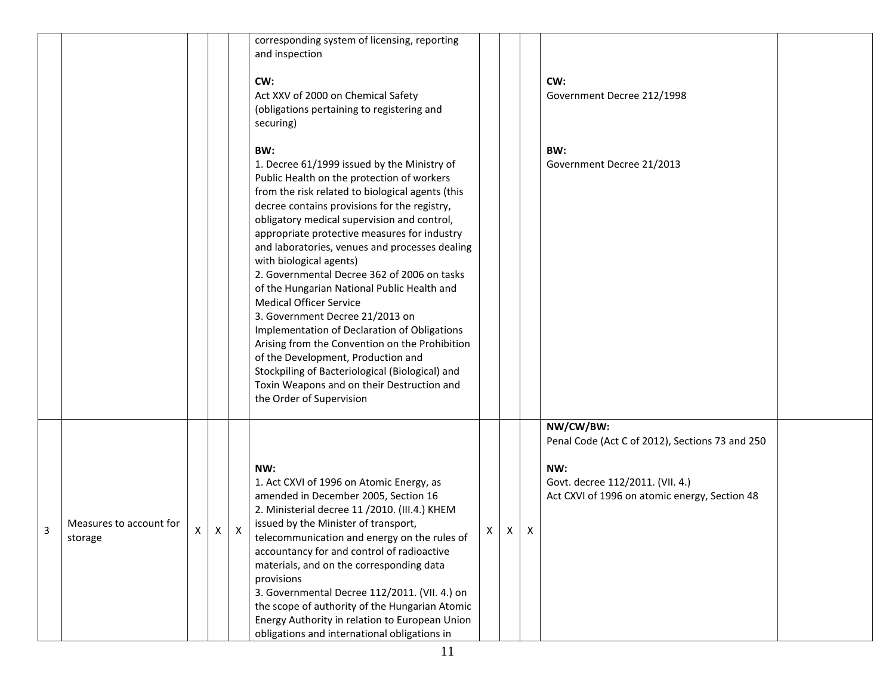| | | | | | | | | | | |
|---|---|---|---|---|---|---|---|---|---|---|
| | | | | | corresponding system of licensing, reporting and inspection<br><br>**CW:**<br>Act XXV of 2000 on Chemical Safety (obligations pertaining to registering and securing)<br><br>**BW:**<br>1. Decree 61/1999 issued by the Ministry of Public Health on the protection of workers from the risk related to biological agents (this decree contains provisions for the registry, obligatory medical supervision and control, appropriate protective measures for industry and laboratories, venues and processes dealing with biological agents)<br>2. Governmental Decree 362 of 2006 on tasks of the Hungarian National Public Health and Medical Officer Service<br>3. Government Decree 21/2013 on Implementation of Declaration of Obligations Arising from the Convention on the Prohibition of the Development, Production and Stockpiling of Bacteriological (Biological) and Toxin Weapons and on their Destruction and the Order of Supervision | | | | **CW:**<br>Government Decree 212/1998<br><br>**BW:**<br>Government Decree 21/2013 | |
| 3 | Measures to account for storage | X | X | X | **NW:**<br>1. Act CXVI of 1996 on Atomic Energy, as amended in December 2005, Section 16<br>2. Ministerial decree 11 /2010. (III.4.) KHEM issued by the Minister of transport, telecommunication and energy on the rules of accountancy for and control of radioactive materials, and on the corresponding data provisions<br>3. Governmental Decree 112/2011. (VII. 4.) on the scope of authority of the Hungarian Atomic Energy Authority in relation to European Union obligations and international obligations in | X | X | X | **NW/CW/BW:**<br>Penal Code (Act C of 2012), Sections 73 and 250<br><br>**NW:**<br>Govt. decree 112/2011. (VII. 4.)<br>Act CXVI of 1996 on atomic energy, Section 48 | |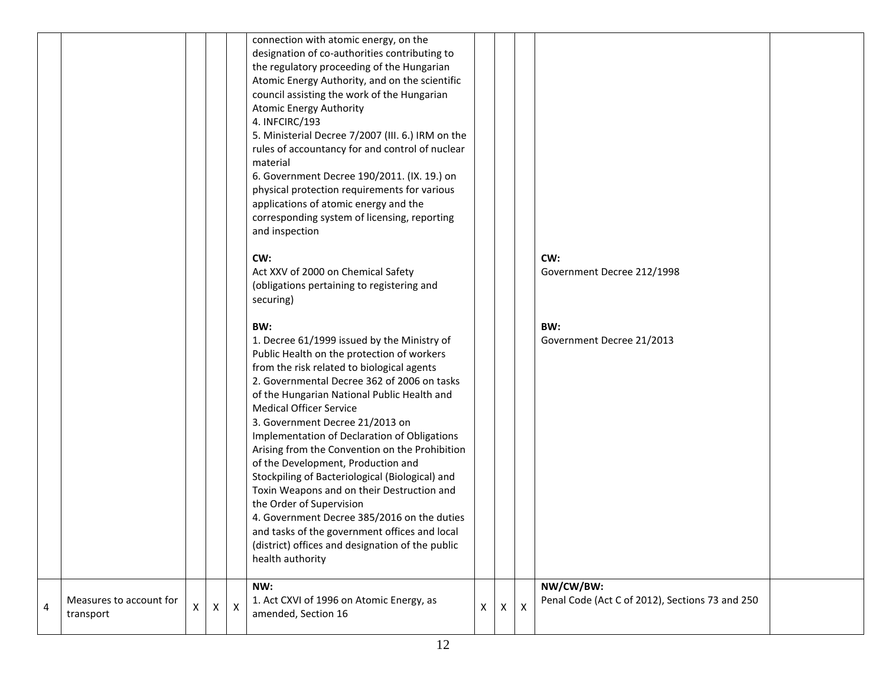| | | | | | | | | | | |
|---|---|---|---|---|---|---|---|---|---|---|
| | | | | | connection with atomic energy, on the designation of co-authorities contributing to the regulatory proceeding of the Hungarian Atomic Energy Authority, and on the scientific council assisting the work of the Hungarian Atomic Energy Authority<br>4. INFCIRC/193<br>5. Ministerial Decree 7/2007 (III. 6.) IRM on the rules of accountancy for and control of nuclear material<br>6. Government Decree 190/2011. (IX. 19.) on physical protection requirements for various applications of atomic energy and the corresponding system of licensing, reporting and inspection<br><br>**CW:**<br>Act XXV of 2000 on Chemical Safety (obligations pertaining to registering and securing)<br><br>**BW:**<br>1. Decree 61/1999 issued by the Ministry of Public Health on the protection of workers from the risk related to biological agents<br>2. Governmental Decree 362 of 2006 on tasks of the Hungarian National Public Health and Medical Officer Service<br>3. Government Decree 21/2013 on Implementation of Declaration of Obligations Arising from the Convention on the Prohibition of the Development, Production and Stockpiling of Bacteriological (Biological) and Toxin Weapons and on their Destruction and the Order of Supervision<br>4. Government Decree 385/2016 on the duties and tasks of the government offices and local (district) offices and designation of the public health authority | | | | **CW:**<br>Government Decree 212/1998<br><br>**BW:**<br>Government Decree 21/2013 | |
| 4 | Measures to account for transport | X | X | X | **NW:**<br>1. Act CXVI of 1996 on Atomic Energy, as amended, Section 16 | X | X | X | **NW/CW/BW:**<br>Penal Code (Act C of 2012), Sections 73 and 250 | |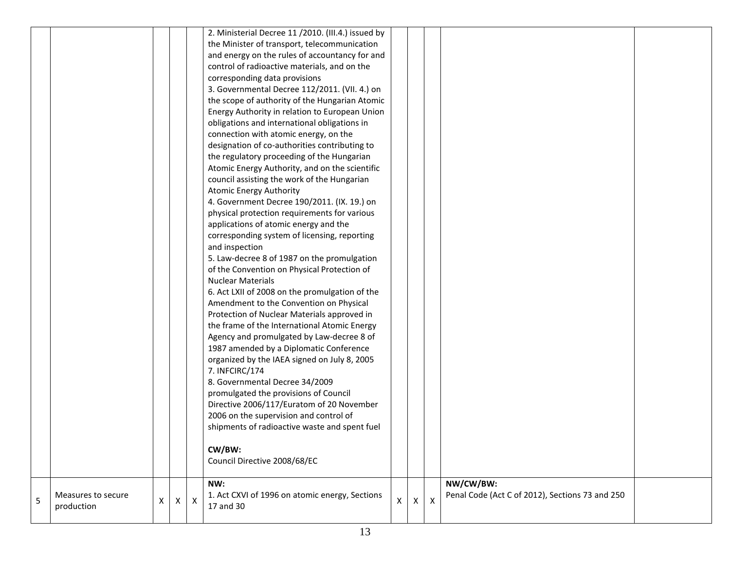| | | | | | | | | | | |
|---|---|---|---|---|---|---|---|---|---|---|
| | | | | | 2. Ministerial Decree 11 /2010. (III.4.) issued by the Minister of transport, telecommunication and energy on the rules of accountancy for and control of radioactive materials, and on the corresponding data provisions<br>3. Governmental Decree 112/2011. (VII. 4.) on the scope of authority of the Hungarian Atomic Energy Authority in relation to European Union obligations and international obligations in connection with atomic energy, on the designation of co-authorities contributing to the regulatory proceeding of the Hungarian Atomic Energy Authority, and on the scientific council assisting the work of the Hungarian Atomic Energy Authority<br>4. Government Decree 190/2011. (IX. 19.) on physical protection requirements for various applications of atomic energy and the corresponding system of licensing, reporting and inspection<br>5. Law-decree 8 of 1987 on the promulgation of the Convention on Physical Protection of Nuclear Materials<br>6. Act LXII of 2008 on the promulgation of the Amendment to the Convention on Physical Protection of Nuclear Materials approved in the frame of the International Atomic Energy Agency and promulgated by Law-decree 8 of 1987 amended by a Diplomatic Conference organized by the IAEA signed on July 8, 2005<br>7. INFCIRC/174<br>8. Governmental Decree 34/2009 promulgated the provisions of Council Directive 2006/117/Euratom of 20 November 2006 on the supervision and control of shipments of radioactive waste and spent fuel<br><br>**CW/BW:**<br>Council Directive 2008/68/EC | | | | | |
| 5 | Measures to secure production | X | X | X | **NW:**<br>1. Act CXVI of 1996 on atomic energy, Sections 17 and 30 | X | X | X | **NW/CW/BW:**<br>Penal Code (Act C of 2012), Sections 73 and 250 | |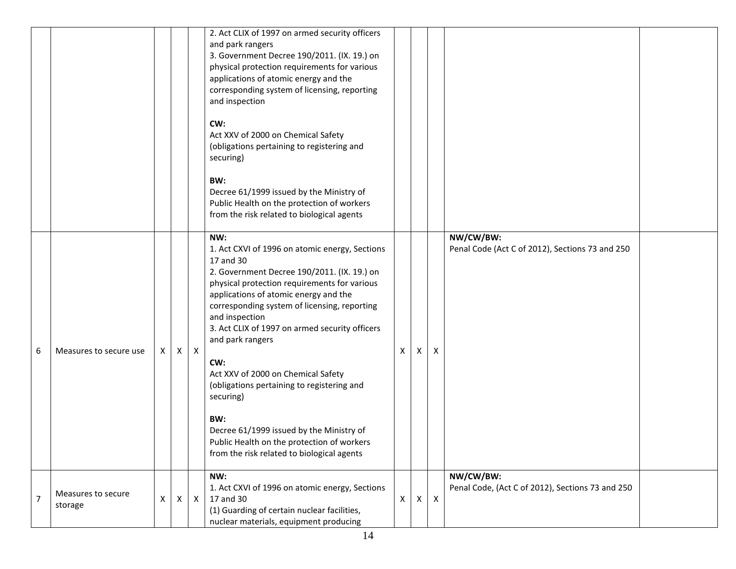| | | | | | | | | | | |
|---|---|---|---|---|---|---|---|---|---|---|
| | | | | | 2. Act CLIX of 1997 on armed security officers and park rangers<br>3. Government Decree 190/2011. (IX. 19.) on physical protection requirements for various applications of atomic energy and the corresponding system of licensing, reporting and inspection<br><br>**CW:**<br>Act XXV of 2000 on Chemical Safety (obligations pertaining to registering and securing)<br><br>**BW:**<br>Decree 61/1999 issued by the Ministry of Public Health on the protection of workers from the risk related to biological agents | | | | | |
| 6 | Measures to secure use | X | X | X | **NW:**<br>1. Act CXVI of 1996 on atomic energy, Sections 17 and 30<br>2. Government Decree 190/2011. (IX. 19.) on physical protection requirements for various applications of atomic energy and the corresponding system of licensing, reporting and inspection<br>3. Act CLIX of 1997 on armed security officers and park rangers<br><br>**CW:**<br>Act XXV of 2000 on Chemical Safety (obligations pertaining to registering and securing)<br><br>**BW:**<br>Decree 61/1999 issued by the Ministry of Public Health on the protection of workers from the risk related to biological agents | X | X | X | **NW/CW/BW:**<br>Penal Code (Act C of 2012), Sections 73 and 250 | |
| 7 | Measures to secure storage | X | X | X | **NW:**<br>1. Act CXVI of 1996 on atomic energy, Sections 17 and 30<br>(1) Guarding of certain nuclear facilities, nuclear materials, equipment producing | X | X | X | **NW/CW/BW:**<br>Penal Code, (Act C of 2012), Sections 73 and 250 | |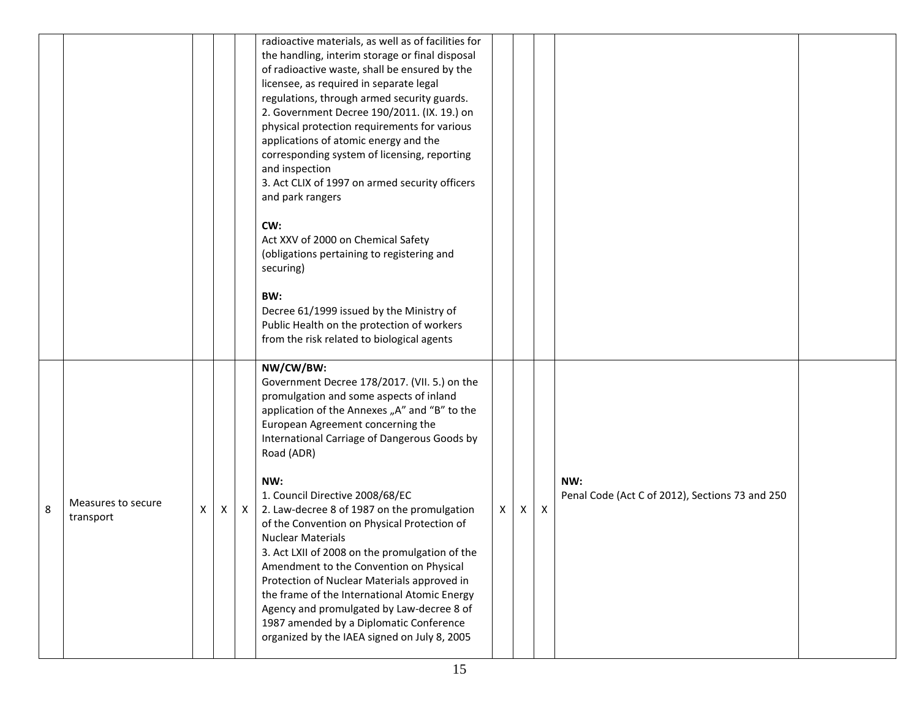|  |  |  |  |  |  |  |  |  |  |  |
|---|---|---|---|---|---|---|---|---|---|---|
|  |  |  |  |  | radioactive materials, as well as of facilities for the handling, interim storage or final disposal of radioactive waste, shall be ensured by the licensee, as required in separate legal regulations, through armed security guards.<br>2. Government Decree 190/2011. (IX. 19.) on physical protection requirements for various applications of atomic energy and the corresponding system of licensing, reporting and inspection<br>3. Act CLIX of 1997 on armed security officers and park rangers<br><br>**CW:**<br>Act XXV of 2000 on Chemical Safety (obligations pertaining to registering and securing)<br><br>**BW:**<br>Decree 61/1999 issued by the Ministry of Public Health on the protection of workers from the risk related to biological agents |  |  |  |  |  |
| 8 | Measures to secure transport | X | X | X | **NW/CW/BW:**<br>Government Decree 178/2017. (VII. 5.) on the promulgation and some aspects of inland application of the Annexes „A" and "B" to the European Agreement concerning the International Carriage of Dangerous Goods by Road (ADR)<br><br>**NW:**<br>1. Council Directive 2008/68/EC<br>2. Law-decree 8 of 1987 on the promulgation of the Convention on Physical Protection of Nuclear Materials<br>3. Act LXII of 2008 on the promulgation of the Amendment to the Convention on Physical Protection of Nuclear Materials approved in the frame of the International Atomic Energy Agency and promulgated by Law-decree 8 of 1987 amended by a Diplomatic Conference organized by the IAEA signed on July 8, 2005 | X | X | X | **NW:**<br>Penal Code (Act C of 2012), Sections 73 and 250 |  |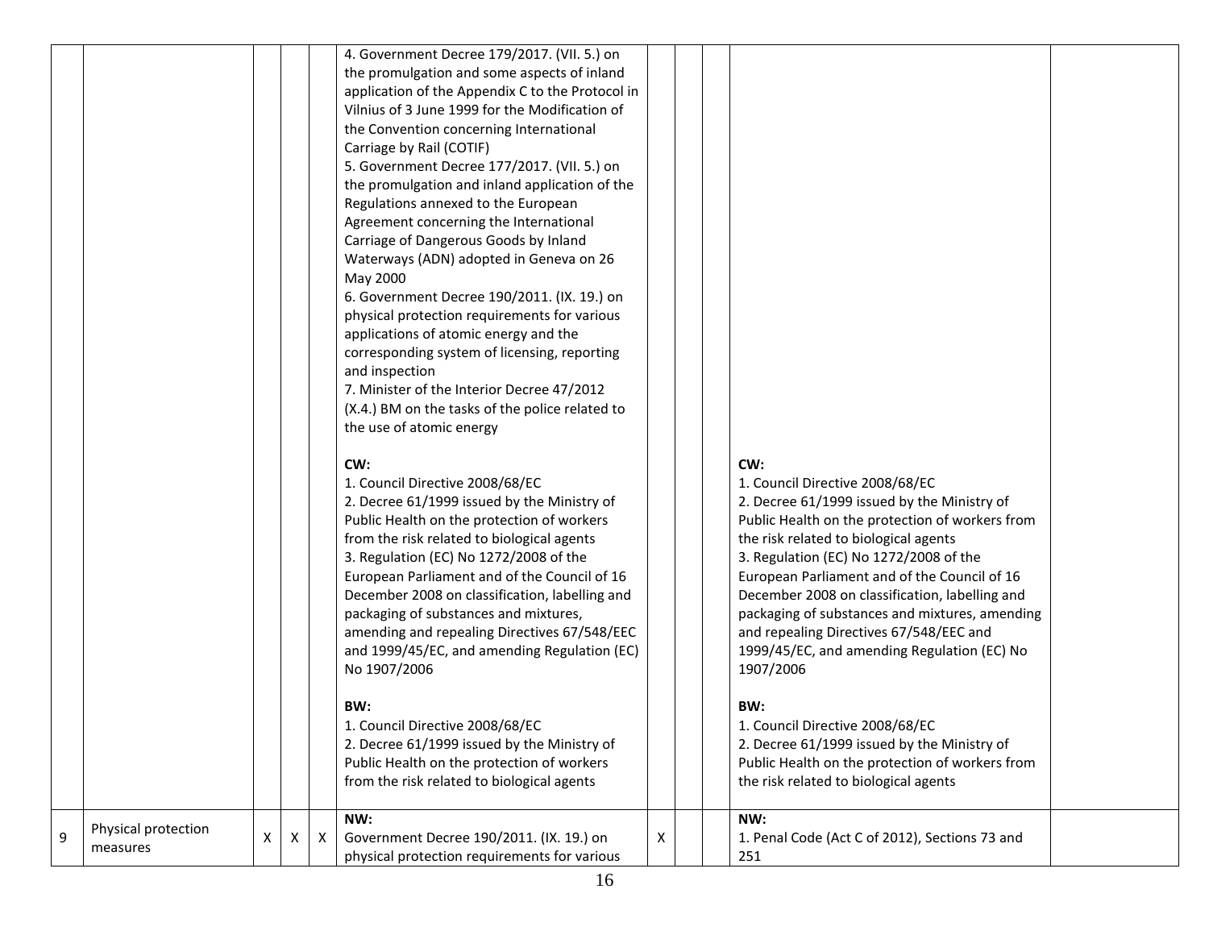| | | | | | | | | | | |
|---|---|---|---|---|---|---|---|---|---|---|
| | | | | | 4. Government Decree 179/2017. (VII. 5.) on the promulgation and some aspects of inland application of the Appendix C to the Protocol in Vilnius of 3 June 1999 for the Modification of the Convention concerning International Carriage by Rail (COTIF)<br>5. Government Decree 177/2017. (VII. 5.) on the promulgation and inland application of the Regulations annexed to the European Agreement concerning the International Carriage of Dangerous Goods by Inland Waterways (ADN) adopted in Geneva on 26 May 2000<br>6. Government Decree 190/2011. (IX. 19.) on physical protection requirements for various applications of atomic energy and the corresponding system of licensing, reporting and inspection<br>7. Minister of the Interior Decree 47/2012 (X.4.) BM on the tasks of the police related to the use of atomic energy<br><br>**CW:**<br>1. Council Directive 2008/68/EC<br>2. Decree 61/1999 issued by the Ministry of Public Health on the protection of workers from the risk related to biological agents<br>3. Regulation (EC) No 1272/2008 of the European Parliament and of the Council of 16 December 2008 on classification, labelling and packaging of substances and mixtures, amending and repealing Directives 67/548/EEC and 1999/45/EC, and amending Regulation (EC) No 1907/2006<br><br>**BW:**<br>1. Council Directive 2008/68/EC<br>2. Decree 61/1999 issued by the Ministry of Public Health on the protection of workers from the risk related to biological agents | | | | **CW:**<br>1. Council Directive 2008/68/EC<br>2. Decree 61/1999 issued by the Ministry of Public Health on the protection of workers from the risk related to biological agents<br>3. Regulation (EC) No 1272/2008 of the European Parliament and of the Council of 16 December 2008 on classification, labelling and packaging of substances and mixtures, amending and repealing Directives 67/548/EEC and 1999/45/EC, and amending Regulation (EC) No 1907/2006<br><br>**BW:**<br>1. Council Directive 2008/68/EC<br>2. Decree 61/1999 issued by the Ministry of Public Health on the protection of workers from the risk related to biological agents | |
| 9 | Physical protection measures | X | X | X | **NW:**<br>Government Decree 190/2011. (IX. 19.) on physical protection requirements for various | X | | | **NW:**<br>1. Penal Code (Act C of 2012), Sections 73 and 251 | |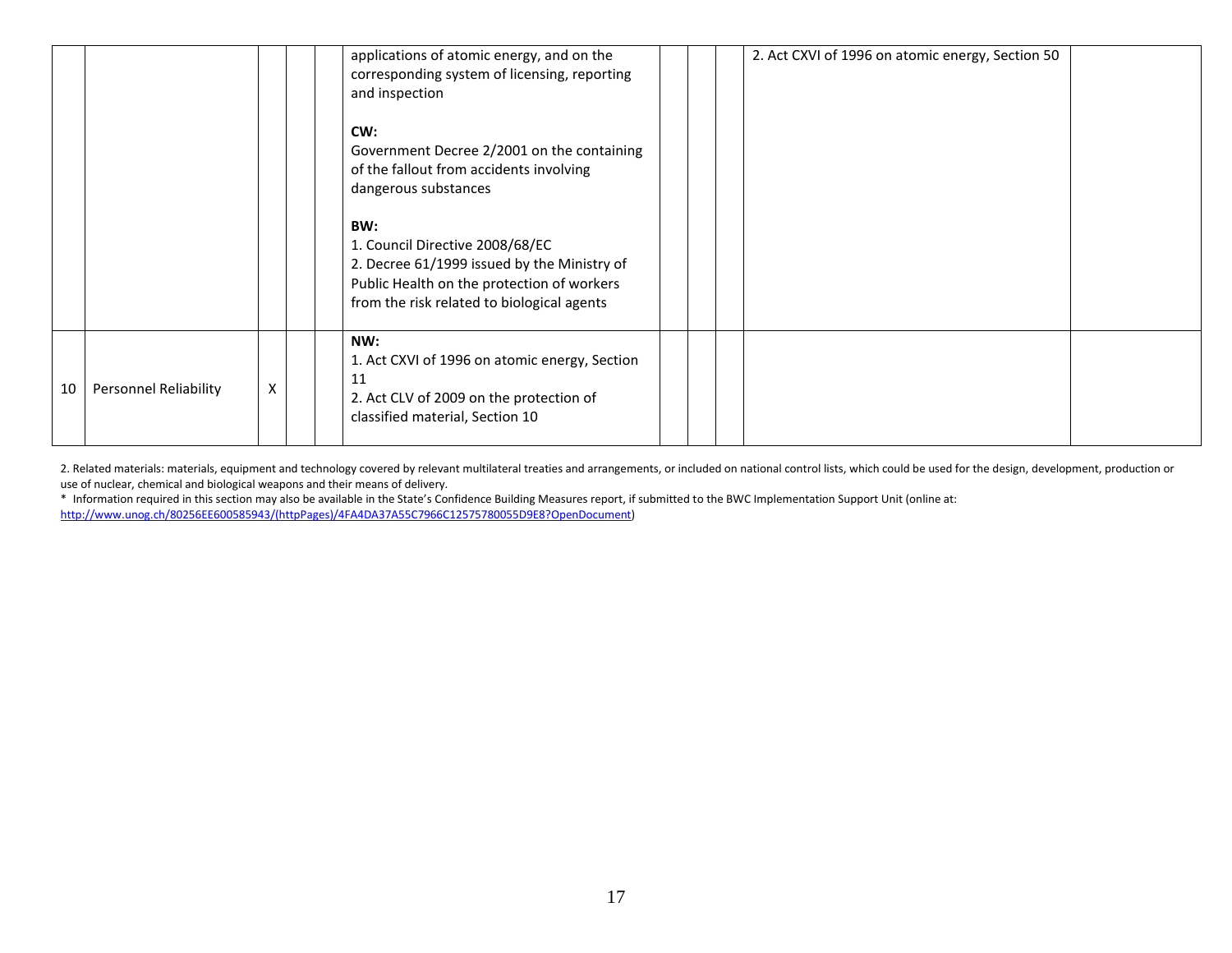| | | | | | | | | | | |
|---|---|---|---|---|---|---|---|---|---|---|
| | | | | | applications of atomic energy, and on the corresponding system of licensing, reporting and inspection<br><br>**CW:**<br>Government Decree 2/2001 on the containing of the fallout from accidents involving dangerous substances<br><br>**BW:**<br>1. Council Directive 2008/68/EC<br>2. Decree 61/1999 issued by the Ministry of Public Health on the protection of workers from the risk related to biological agents | | | | 2. Act CXVI of 1996 on atomic energy, Section 50 | |
| 10 | Personnel Reliability | X | | | **NW:**<br>1. Act CXVI of 1996 on atomic energy, Section 11<br>2. Act CLV of 2009 on the protection of classified material, Section 10 | | | | | |

2. Related materials: materials, equipment and technology covered by relevant multilateral treaties and arrangements, or included on national control lists, which could be used for the design, development, production or use of nuclear, chemical and biological weapons and their means of delivery.

* Information required in this section may also be available in the State's Confidence Building Measures report, if submitted to the BWC Implementation Support Unit (online at: http://www.unog.ch/80256EE600585943/(httpPages)/4FA4DA37A55C7966C12575780055D9E8?OpenDocument)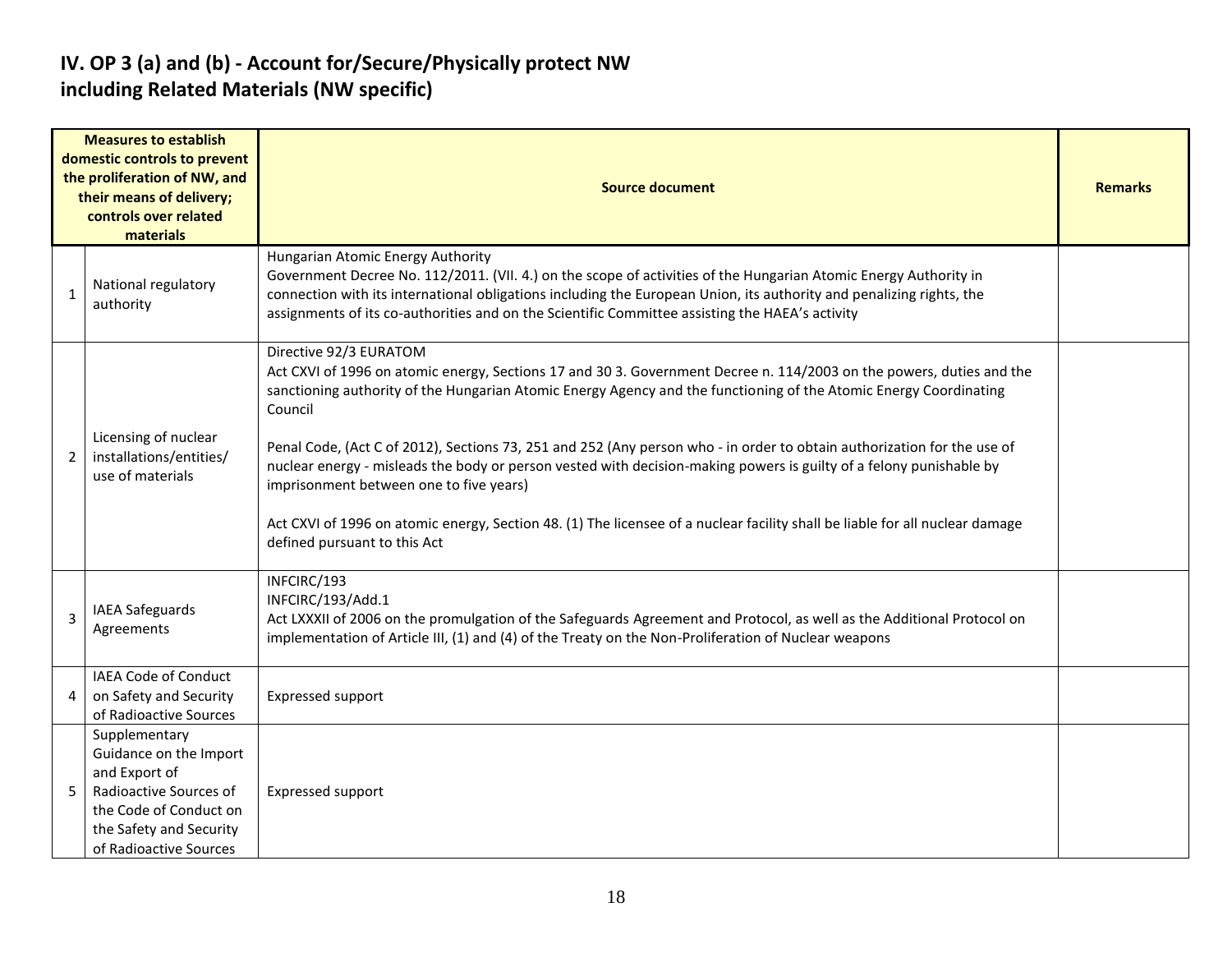## IV. OP 3 (a) and (b) - Account for/Secure/Physically protect NW including Related Materials (NW specific)

| | Measures to establish domestic controls to prevent the proliferation of NW, and their means of delivery; controls over related materials | Source document | Remarks |
|---|---|---|---|
| 1 | National regulatory authority | Hungarian Atomic Energy Authority<br>Government Decree No. 112/2011. (VII. 4.) on the scope of activities of the Hungarian Atomic Energy Authority in connection with its international obligations including the European Union, its authority and penalizing rights, the assignments of its co-authorities and on the Scientific Committee assisting the HAEA's activity | |
| 2 | Licensing of nuclear installations/entities/ use of materials | Directive 92/3 EURATOM<br>Act CXVI of 1996 on atomic energy, Sections 17 and 30 3. Government Decree n. 114/2003 on the powers, duties and the sanctioning authority of the Hungarian Atomic Energy Agency and the functioning of the Atomic Energy Coordinating Council<br><br>Penal Code, (Act C of 2012), Sections 73, 251 and 252 (Any person who - in order to obtain authorization for the use of nuclear energy - misleads the body or person vested with decision-making powers is guilty of a felony punishable by imprisonment between one to five years)<br><br>Act CXVI of 1996 on atomic energy, Section 48. (1) The licensee of a nuclear facility shall be liable for all nuclear damage defined pursuant to this Act | |
| 3 | IAEA Safeguards Agreements | INFCIRC/193<br>INFCIRC/193/Add.1<br>Act LXXXII of 2006 on the promulgation of the Safeguards Agreement and Protocol, as well as the Additional Protocol on implementation of Article III, (1) and (4) of the Treaty on the Non-Proliferation of Nuclear weapons | |
| 4 | IAEA Code of Conduct on Safety and Security of Radioactive Sources | Expressed support | |
| 5 | Supplementary Guidance on the Import and Export of Radioactive Sources of the Code of Conduct on the Safety and Security of Radioactive Sources | Expressed support | |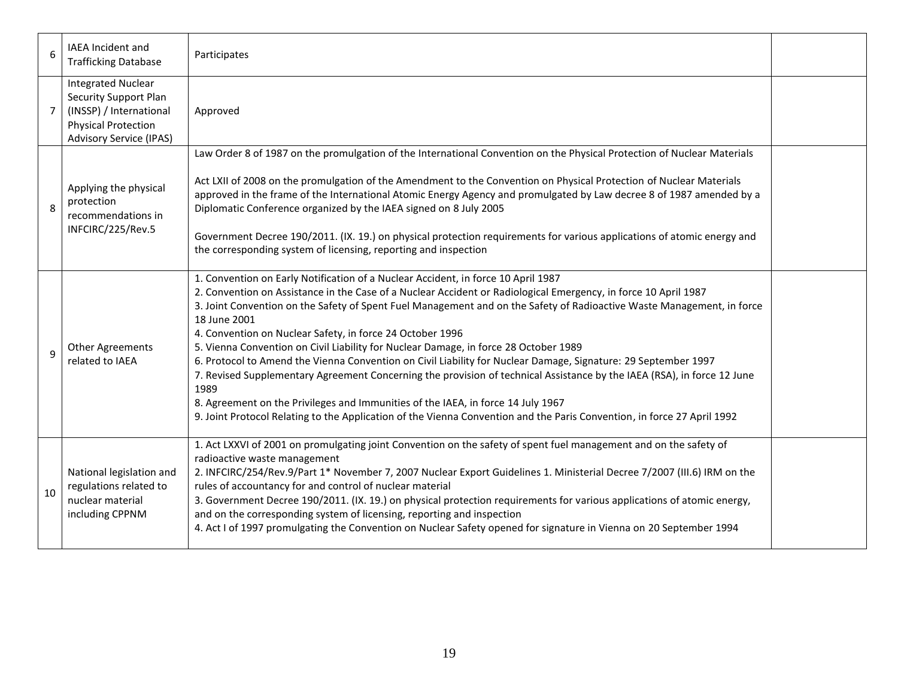| 6 | IAEA Incident and Trafficking Database | Participates | |
|---|---|---|---|
| 7 | Integrated Nuclear Security Support Plan (INSSP) / International Physical Protection Advisory Service (IPAS) | Approved | |
| 8 | Applying the physical protection recommendations in INFCIRC/225/Rev.5 | Law Order 8 of 1987 on the promulgation of the International Convention on the Physical Protection of Nuclear Materials<br><br>Act LXII of 2008 on the promulgation of the Amendment to the Convention on Physical Protection of Nuclear Materials approved in the frame of the International Atomic Energy Agency and promulgated by Law decree 8 of 1987 amended by a Diplomatic Conference organized by the IAEA signed on 8 July 2005<br><br>Government Decree 190/2011. (IX. 19.) on physical protection requirements for various applications of atomic energy and the corresponding system of licensing, reporting and inspection | |
| 9 | Other Agreements related to IAEA | 1. Convention on Early Notification of a Nuclear Accident, in force 10 April 1987<br>2. Convention on Assistance in the Case of a Nuclear Accident or Radiological Emergency, in force 10 April 1987<br>3. Joint Convention on the Safety of Spent Fuel Management and on the Safety of Radioactive Waste Management, in force 18 June 2001<br>4. Convention on Nuclear Safety, in force 24 October 1996<br>5. Vienna Convention on Civil Liability for Nuclear Damage, in force 28 October 1989<br>6. Protocol to Amend the Vienna Convention on Civil Liability for Nuclear Damage, Signature: 29 September 1997<br>7. Revised Supplementary Agreement Concerning the provision of technical Assistance by the IAEA (RSA), in force 12 June 1989<br>8. Agreement on the Privileges and Immunities of the IAEA, in force 14 July 1967<br>9. Joint Protocol Relating to the Application of the Vienna Convention and the Paris Convention, in force 27 April 1992 | |
| 10 | National legislation and regulations related to nuclear material including CPPNM | 1. Act LXXVI of 2001 on promulgating joint Convention on the safety of spent fuel management and on the safety of radioactive waste management<br>2. INFCIRC/254/Rev.9/Part 1* November 7, 2007 Nuclear Export Guidelines 1. Ministerial Decree 7/2007 (III.6) IRM on the rules of accountancy for and control of nuclear material<br>3. Government Decree 190/2011. (IX. 19.) on physical protection requirements for various applications of atomic energy, and on the corresponding system of licensing, reporting and inspection<br>4. Act I of 1997 promulgating the Convention on Nuclear Safety opened for signature in Vienna on 20 September 1994 | |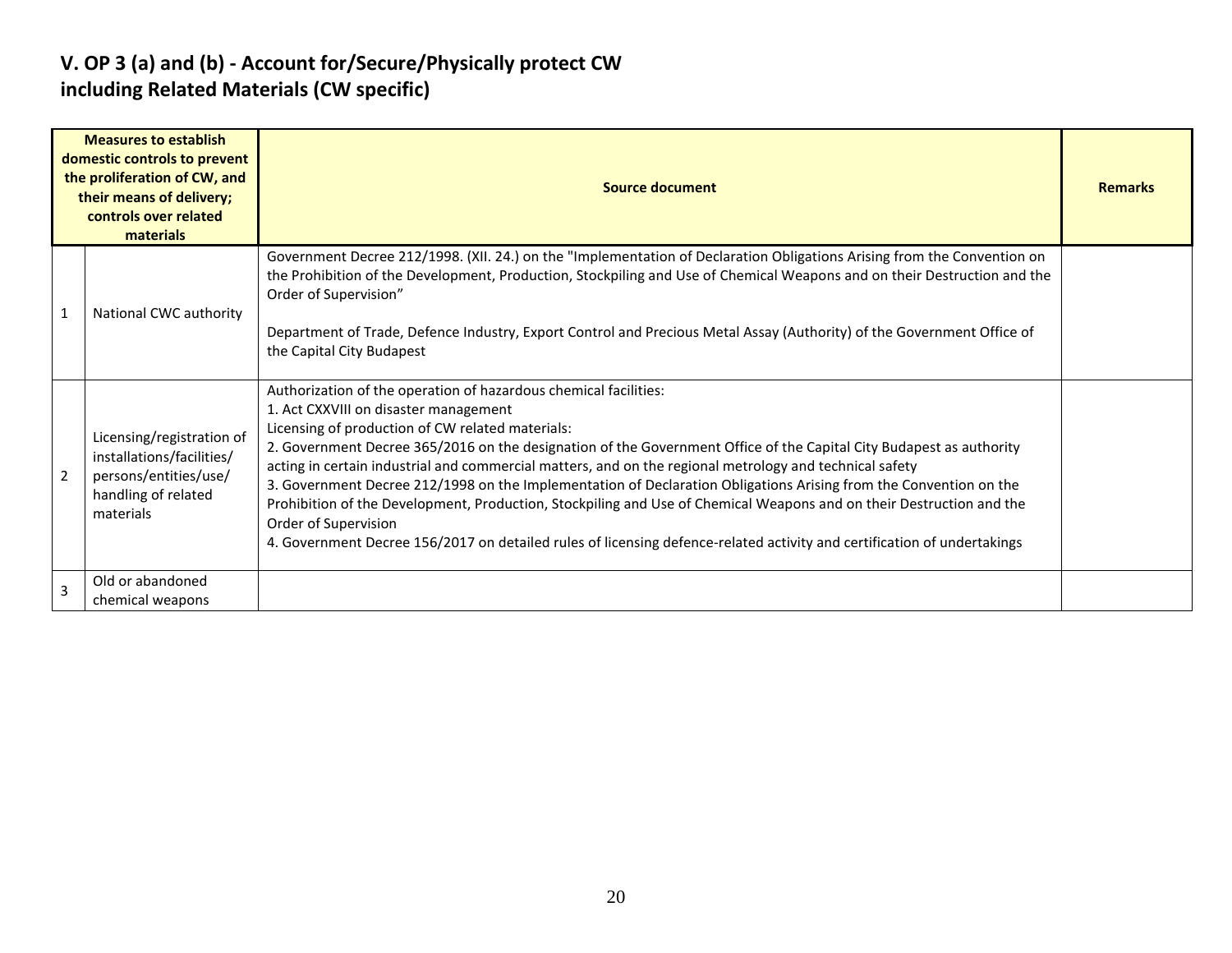## V. OP 3 (a) and (b) - Account for/Secure/Physically protect CW including Related Materials (CW specific)

| | Measures to establish domestic controls to prevent the proliferation of CW, and their means of delivery; controls over related materials | Source document | Remarks |
|---|---|---|---|
| 1 | National CWC authority | Government Decree 212/1998. (XII. 24.) on the "Implementation of Declaration Obligations Arising from the Convention on the Prohibition of the Development, Production, Stockpiling and Use of Chemical Weapons and on their Destruction and the Order of Supervision"<br><br>Department of Trade, Defence Industry, Export Control and Precious Metal Assay (Authority) of the Government Office of the Capital City Budapest | |
| 2 | Licensing/registration of installations/facilities/ persons/entities/use/ handling of related materials | Authorization of the operation of hazardous chemical facilities:<br>1. Act CXXVIII on disaster management<br>Licensing of production of CW related materials:<br>2. Government Decree 365/2016 on the designation of the Government Office of the Capital City Budapest as authority acting in certain industrial and commercial matters, and on the regional metrology and technical safety<br>3. Government Decree 212/1998 on the Implementation of Declaration Obligations Arising from the Convention on the Prohibition of the Development, Production, Stockpiling and Use of Chemical Weapons and on their Destruction and the Order of Supervision<br>4. Government Decree 156/2017 on detailed rules of licensing defence-related activity and certification of undertakings | |
| 3 | Old or abandoned chemical weapons | | |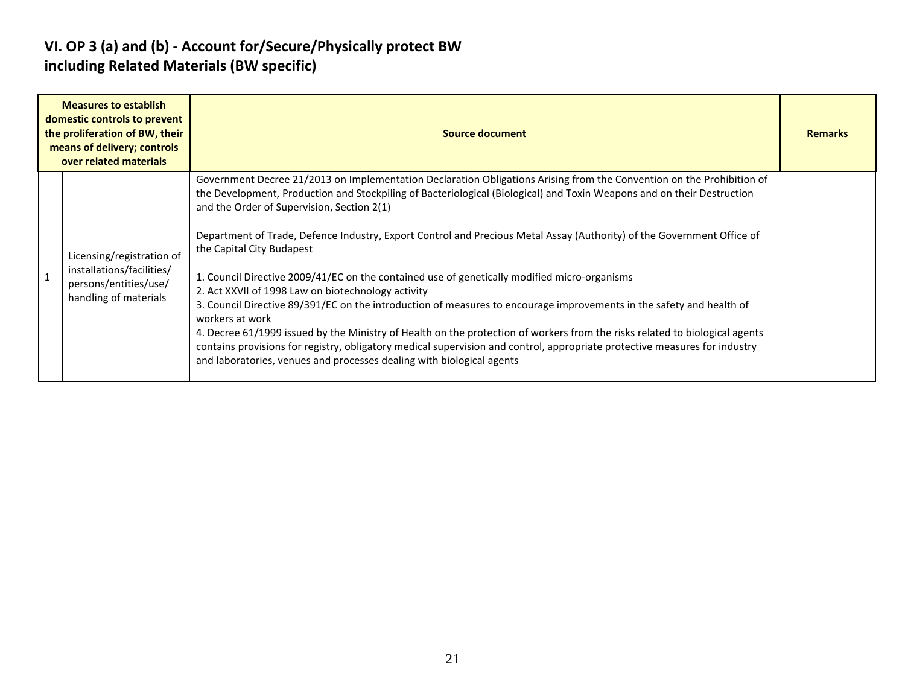# VI. OP 3 (a) and (b) - Account for/Secure/Physically protect BW including Related Materials (BW specific)

| Measures to establish domestic controls to prevent the proliferation of BW, their means of delivery; controls over related materials | | Source document | Remarks |
|---|---|---|---|
| 1 | Licensing/registration of installations/facilities/ persons/entities/use/ handling of materials | Government Decree 21/2013 on Implementation Declaration Obligations Arising from the Convention on the Prohibition of the Development, Production and Stockpiling of Bacteriological (Biological) and Toxin Weapons and on their Destruction and the Order of Supervision, Section 2(1)<br><br>Department of Trade, Defence Industry, Export Control and Precious Metal Assay (Authority) of the Government Office of the Capital City Budapest<br><br>1. Council Directive 2009/41/EC on the contained use of genetically modified micro-organisms<br>2. Act XXVII of 1998 Law on biotechnology activity<br>3. Council Directive 89/391/EC on the introduction of measures to encourage improvements in the safety and health of workers at work<br>4. Decree 61/1999 issued by the Ministry of Health on the protection of workers from the risks related to biological agents contains provisions for registry, obligatory medical supervision and control, appropriate protective measures for industry and laboratories, venues and processes dealing with biological agents | |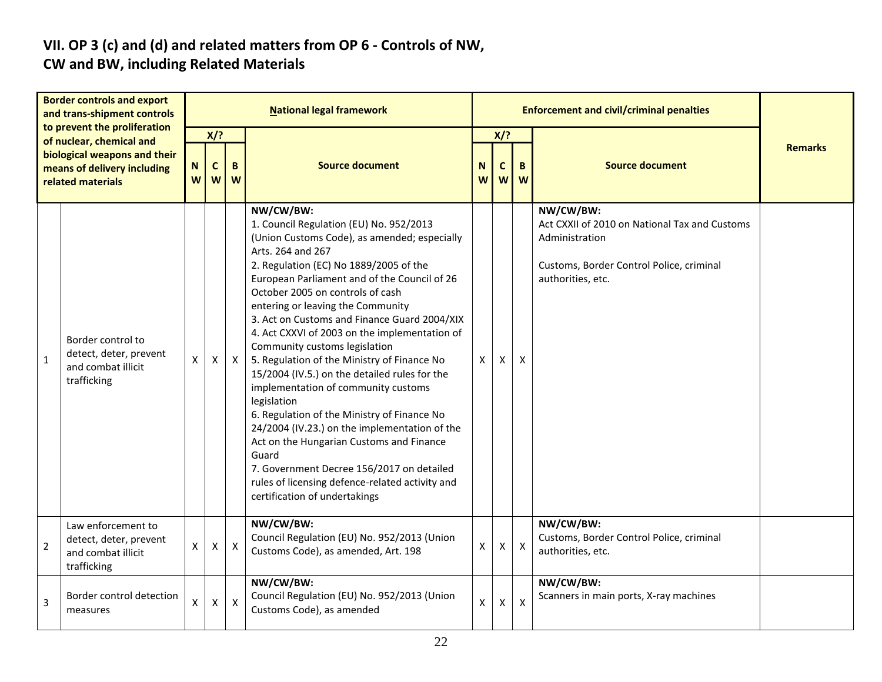## VII. OP 3 (c) and (d) and related matters from OP 6 - Controls of NW, CW and BW, including Related Materials

| | Border controls and export and trans-shipment controls to prevent the proliferation of nuclear, chemical and biological weapons and their means of delivery including related materials | National legal framework | | | | Enforcement and civil/criminal penalties | | | | Remarks |
|---|---|---|---|---|---|---|---|---|---|---|
| | | X/? | | | Source document | X/? | | | Source document | |
| | | NW | CW | BW | | NW | CW | BW | | |
| 1 | Border control to detect, deter, prevent and combat illicit trafficking | X | X | X | **NW/CW/BW:**<br>1. Council Regulation (EU) No. 952/2013 (Union Customs Code), as amended; especially Arts. 264 and 267<br>2. Regulation (EC) No 1889/2005 of the European Parliament and of the Council of 26 October 2005 on controls of cash entering or leaving the Community<br>3. Act on Customs and Finance Guard 2004/XIX<br>4. Act CXXVI of 2003 on the implementation of Community customs legislation<br>5. Regulation of the Ministry of Finance No 15/2004 (IV.5.) on the detailed rules for the implementation of community customs legislation<br>6. Regulation of the Ministry of Finance No 24/2004 (IV.23.) on the implementation of the Act on the Hungarian Customs and Finance Guard<br>7. Government Decree 156/2017 on detailed rules of licensing defence-related activity and certification of undertakings | X | X | X | **NW/CW/BW:**<br>Act CXXII of 2010 on National Tax and Customs Administration<br><br>Customs, Border Control Police, criminal authorities, etc. | |
| 2 | Law enforcement to detect, deter, prevent and combat illicit trafficking | X | X | X | **NW/CW/BW:**<br>Council Regulation (EU) No. 952/2013 (Union Customs Code), as amended, Art. 198 | X | X | X | **NW/CW/BW:**<br>Customs, Border Control Police, criminal authorities, etc. | |
| 3 | Border control detection measures | X | X | X | **NW/CW/BW:**<br>Council Regulation (EU) No. 952/2013 (Union Customs Code), as amended | X | X | X | **NW/CW/BW:**<br>Scanners in main ports, X-ray machines | |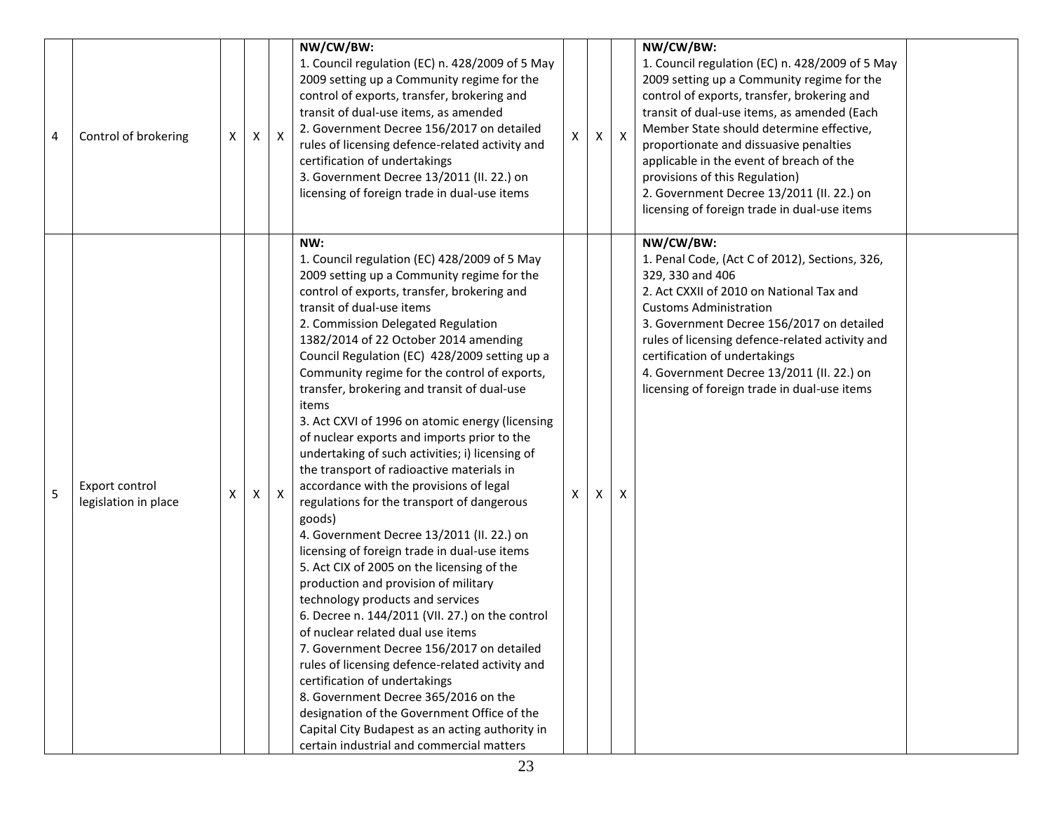| | | | | | | | | | | |
|---|---|---|---|---|---|---|---|---|---|---|
| 4 | Control of brokering | X | X | X | **NW/CW/BW:**<br>1. Council regulation (EC) n. 428/2009 of 5 May 2009 setting up a Community regime for the control of exports, transfer, brokering and transit of dual-use items, as amended<br>2. Government Decree 156/2017 on detailed rules of licensing defence-related activity and certification of undertakings<br>3. Government Decree 13/2011 (II. 22.) on licensing of foreign trade in dual-use items | X | X | X | **NW/CW/BW:**<br>1. Council regulation (EC) n. 428/2009 of 5 May 2009 setting up a Community regime for the control of exports, transfer, brokering and transit of dual-use items, as amended (Each Member State should determine effective, proportionate and dissuasive penalties applicable in the event of breach of the provisions of this Regulation)<br>2. Government Decree 13/2011 (II. 22.) on licensing of foreign trade in dual-use items | |
| 5 | Export control legislation in place | X | X | X | **NW:**<br>1. Council regulation (EC) 428/2009 of 5 May 2009 setting up a Community regime for the control of exports, transfer, brokering and transit of dual-use items<br>2. Commission Delegated Regulation 1382/2014 of 22 October 2014 amending Council Regulation (EC) 428/2009 setting up a Community regime for the control of exports, transfer, brokering and transit of dual-use items<br>3. Act CXVI of 1996 on atomic energy (licensing of nuclear exports and imports prior to the undertaking of such activities; i) licensing of the transport of radioactive materials in accordance with the provisions of legal regulations for the transport of dangerous goods)<br>4. Government Decree 13/2011 (II. 22.) on licensing of foreign trade in dual-use items<br>5. Act CIX of 2005 on the licensing of the production and provision of military technology products and services<br>6. Decree n. 144/2011 (VII. 27.) on the control of nuclear related dual use items<br>7. Government Decree 156/2017 on detailed rules of licensing defence-related activity and certification of undertakings<br>8. Government Decree 365/2016 on the designation of the Government Office of the Capital City Budapest as an acting authority in certain industrial and commercial matters | X | X | X | **NW/CW/BW:**<br>1. Penal Code, (Act C of 2012), Sections, 326, 329, 330 and 406<br>2. Act CXXII of 2010 on National Tax and Customs Administration<br>3. Government Decree 156/2017 on detailed rules of licensing defence-related activity and certification of undertakings<br>4. Government Decree 13/2011 (II. 22.) on licensing of foreign trade in dual-use items | |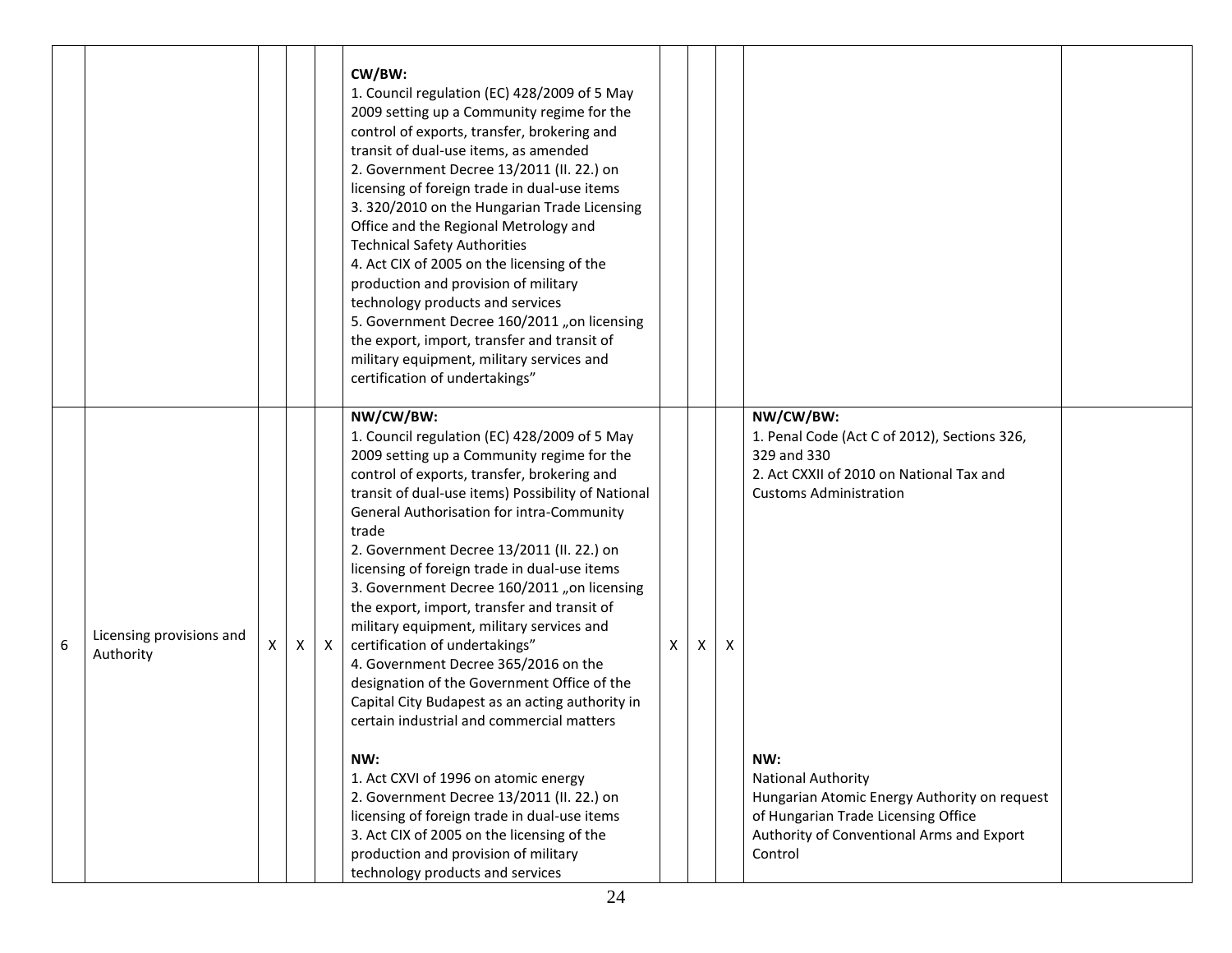| | | | | | | | | | | |
|---|---|---|---|---|---|---|---|---|---|---|
| | | | | | **CW/BW:**<br>1. Council regulation (EC) 428/2009 of 5 May 2009 setting up a Community regime for the control of exports, transfer, brokering and transit of dual-use items, as amended<br>2. Government Decree 13/2011 (II. 22.) on licensing of foreign trade in dual-use items<br>3. 320/2010 on the Hungarian Trade Licensing Office and the Regional Metrology and Technical Safety Authorities<br>4. Act CIX of 2005 on the licensing of the production and provision of military technology products and services<br>5. Government Decree 160/2011 „on licensing the export, import, transfer and transit of military equipment, military services and certification of undertakings" | | | | | |
| 6 | Licensing provisions and Authority | X | X | X | **NW/CW/BW:**<br>1. Council regulation (EC) 428/2009 of 5 May 2009 setting up a Community regime for the control of exports, transfer, brokering and transit of dual-use items) Possibility of National General Authorisation for intra-Community trade<br>2. Government Decree 13/2011 (II. 22.) on licensing of foreign trade in dual-use items<br>3. Government Decree 160/2011 „on licensing the export, import, transfer and transit of military equipment, military services and certification of undertakings"<br>4. Government Decree 365/2016 on the designation of the Government Office of the Capital City Budapest as an acting authority in certain industrial and commercial matters<br><br>**NW:**<br>1. Act CXVI of 1996 on atomic energy<br>2. Government Decree 13/2011 (II. 22.) on licensing of foreign trade in dual-use items<br>3. Act CIX of 2005 on the licensing of the production and provision of military technology products and services | X | X | X | **NW/CW/BW:**<br>1. Penal Code (Act C of 2012), Sections 326, 329 and 330<br>2. Act CXXII of 2010 on National Tax and Customs Administration<br><br>**NW:**<br>National Authority<br>Hungarian Atomic Energy Authority on request of Hungarian Trade Licensing Office<br>Authority of Conventional Arms and Export Control | |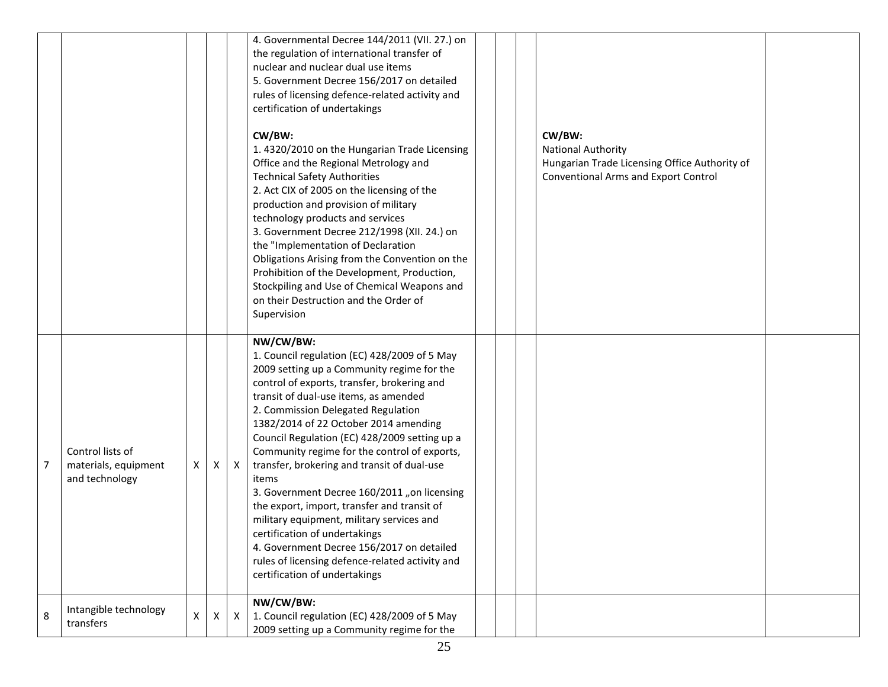| | | | | | | | | | | |
|---|---|---|---|---|---|---|---|---|---|---|
| | | | | | 4. Governmental Decree 144/2011 (VII. 27.) on the regulation of international transfer of nuclear and nuclear dual use items<br>5. Government Decree 156/2017 on detailed rules of licensing defence-related activity and certification of undertakings<br><br>**CW/BW:**<br>1. 4320/2010 on the Hungarian Trade Licensing Office and the Regional Metrology and Technical Safety Authorities<br>2. Act CIX of 2005 on the licensing of the production and provision of military technology products and services<br>3. Government Decree 212/1998 (XII. 24.) on the "Implementation of Declaration Obligations Arising from the Convention on the Prohibition of the Development, Production, Stockpiling and Use of Chemical Weapons and on their Destruction and the Order of Supervision | | | | **CW/BW:**<br>National Authority<br>Hungarian Trade Licensing Office Authority of Conventional Arms and Export Control | |
| 7 | Control lists of materials, equipment and technology | X | X | X | **NW/CW/BW:**<br>1. Council regulation (EC) 428/2009 of 5 May 2009 setting up a Community regime for the control of exports, transfer, brokering and transit of dual-use items, as amended<br>2. Commission Delegated Regulation 1382/2014 of 22 October 2014 amending Council Regulation (EC) 428/2009 setting up a Community regime for the control of exports, transfer, brokering and transit of dual-use items<br>3. Government Decree 160/2011 „on licensing the export, import, transfer and transit of military equipment, military services and certification of undertakings<br>4. Government Decree 156/2017 on detailed rules of licensing defence-related activity and certification of undertakings | | | | | |
| 8 | Intangible technology transfers | X | X | X | **NW/CW/BW:**<br>1. Council regulation (EC) 428/2009 of 5 May 2009 setting up a Community regime for the | | | | | |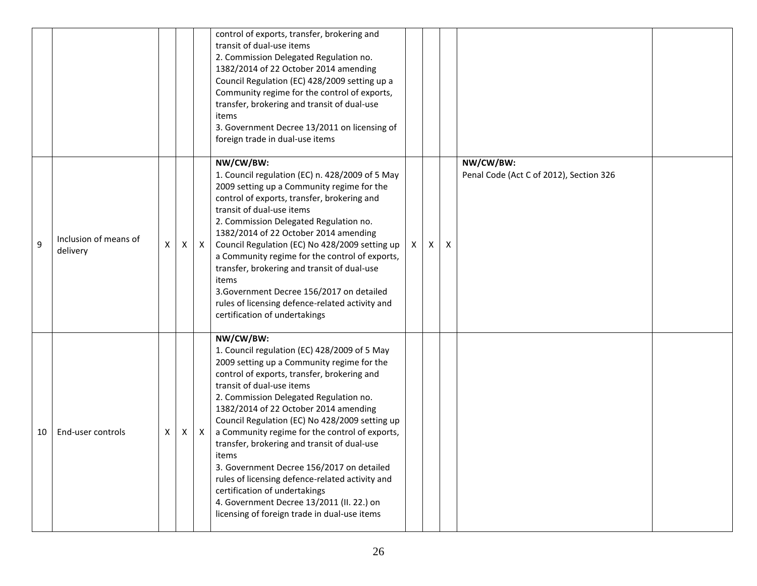| | | | | | | | | | | |
|---|---|---|---|---|---|---|---|---|---|---|
| | | | | | control of exports, transfer, brokering and transit of dual-use items<br>2. Commission Delegated Regulation no. 1382/2014 of 22 October 2014 amending Council Regulation (EC) 428/2009 setting up a Community regime for the control of exports, transfer, brokering and transit of dual-use items<br>3. Government Decree 13/2011 on licensing of foreign trade in dual-use items | | | | | |
| 9 | Inclusion of means of delivery | X | X | X | **NW/CW/BW:**<br>1. Council regulation (EC) n. 428/2009 of 5 May 2009 setting up a Community regime for the control of exports, transfer, brokering and transit of dual-use items<br>2. Commission Delegated Regulation no. 1382/2014 of 22 October 2014 amending Council Regulation (EC) No 428/2009 setting up a Community regime for the control of exports, transfer, brokering and transit of dual-use items<br>3.Government Decree 156/2017 on detailed rules of licensing defence-related activity and certification of undertakings | X | X | X | **NW/CW/BW:**<br>Penal Code (Act C of 2012), Section 326 | |
| 10 | End-user controls | X | X | X | **NW/CW/BW:**<br>1. Council regulation (EC) 428/2009 of 5 May 2009 setting up a Community regime for the control of exports, transfer, brokering and transit of dual-use items<br>2. Commission Delegated Regulation no. 1382/2014 of 22 October 2014 amending Council Regulation (EC) No 428/2009 setting up a Community regime for the control of exports, transfer, brokering and transit of dual-use items<br>3. Government Decree 156/2017 on detailed rules of licensing defence-related activity and certification of undertakings<br>4. Government Decree 13/2011 (II. 22.) on licensing of foreign trade in dual-use items | | | | | |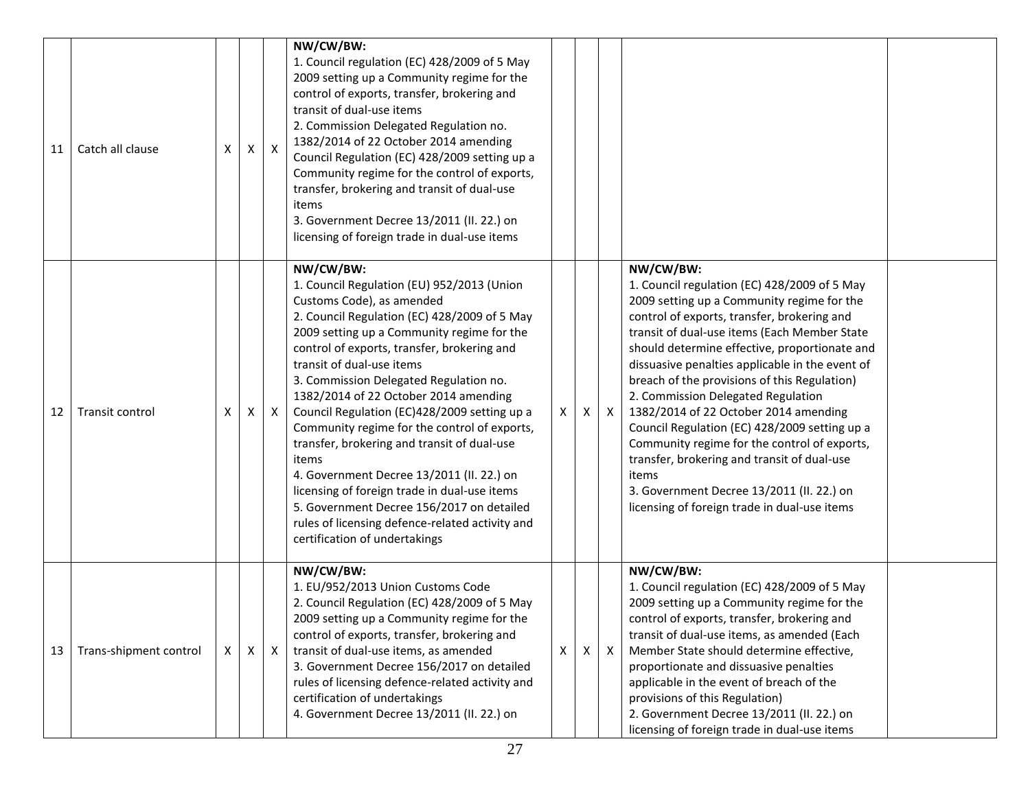| 11 | Catch all clause | X | X | X | **NW/CW/BW:**<br>1. Council regulation (EC) 428/2009 of 5 May 2009 setting up a Community regime for the control of exports, transfer, brokering and transit of dual-use items<br>2. Commission Delegated Regulation no. 1382/2014 of 22 October 2014 amending Council Regulation (EC) 428/2009 setting up a Community regime for the control of exports, transfer, brokering and transit of dual-use items<br>3. Government Decree 13/2011 (II. 22.) on licensing of foreign trade in dual-use items | | | | | |
|---|---|---|---|---|---|---|---|---|---|---|
| 12 | Transit control | X | X | X | **NW/CW/BW:**<br>1. Council Regulation (EU) 952/2013 (Union Customs Code), as amended<br>2. Council Regulation (EC) 428/2009 of 5 May 2009 setting up a Community regime for the control of exports, transfer, brokering and transit of dual-use items<br>3. Commission Delegated Regulation no. 1382/2014 of 22 October 2014 amending Council Regulation (EC)428/2009 setting up a Community regime for the control of exports, transfer, brokering and transit of dual-use items<br>4. Government Decree 13/2011 (II. 22.) on licensing of foreign trade in dual-use items<br>5. Government Decree 156/2017 on detailed rules of licensing defence-related activity and certification of undertakings | X | X | X | **NW/CW/BW:**<br>1. Council regulation (EC) 428/2009 of 5 May 2009 setting up a Community regime for the control of exports, transfer, brokering and transit of dual-use items (Each Member State should determine effective, proportionate and dissuasive penalties applicable in the event of breach of the provisions of this Regulation)<br>2. Commission Delegated Regulation 1382/2014 of 22 October 2014 amending Council Regulation (EC) 428/2009 setting up a Community regime for the control of exports, transfer, brokering and transit of dual-use items<br>3. Government Decree 13/2011 (II. 22.) on licensing of foreign trade in dual-use items | |
| 13 | Trans-shipment control | X | X | X | **NW/CW/BW:**<br>1. EU/952/2013 Union Customs Code<br>2. Council Regulation (EC) 428/2009 of 5 May 2009 setting up a Community regime for the control of exports, transfer, brokering and transit of dual-use items, as amended<br>3. Government Decree 156/2017 on detailed rules of licensing defence-related activity and certification of undertakings<br>4. Government Decree 13/2011 (II. 22.) on | X | X | X | **NW/CW/BW:**<br>1. Council regulation (EC) 428/2009 of 5 May 2009 setting up a Community regime for the control of exports, transfer, brokering and transit of dual-use items, as amended (Each Member State should determine effective, proportionate and dissuasive penalties applicable in the event of breach of the provisions of this Regulation)<br>2. Government Decree 13/2011 (II. 22.) on licensing of foreign trade in dual-use items | |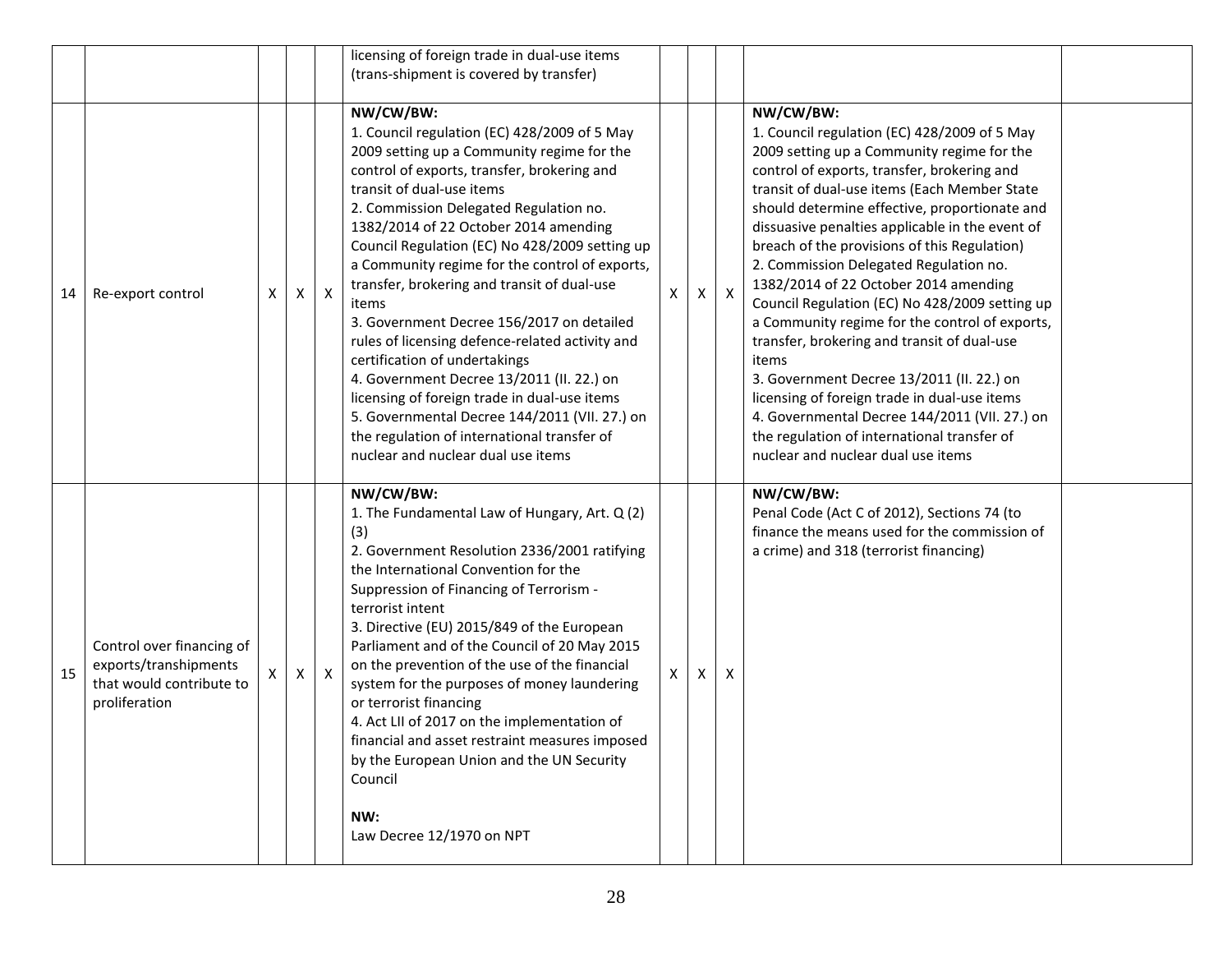| | | | | | | | | | | |
|---|---|---|---|---|---|---|---|---|---|---|
| | | | | | licensing of foreign trade in dual-use items (trans-shipment is covered by transfer) | | | | | |
| 14 | Re-export control | X | X | X | **NW/CW/BW:**<br>1. Council regulation (EC) 428/2009 of 5 May 2009 setting up a Community regime for the control of exports, transfer, brokering and transit of dual-use items<br>2. Commission Delegated Regulation no. 1382/2014 of 22 October 2014 amending Council Regulation (EC) No 428/2009 setting up a Community regime for the control of exports, transfer, brokering and transit of dual-use items<br>3. Government Decree 156/2017 on detailed rules of licensing defence-related activity and certification of undertakings<br>4. Government Decree 13/2011 (II. 22.) on licensing of foreign trade in dual-use items<br>5. Governmental Decree 144/2011 (VII. 27.) on the regulation of international transfer of nuclear and nuclear dual use items | X | X | X | **NW/CW/BW:**<br>1. Council regulation (EC) 428/2009 of 5 May 2009 setting up a Community regime for the control of exports, transfer, brokering and transit of dual-use items (Each Member State should determine effective, proportionate and dissuasive penalties applicable in the event of breach of the provisions of this Regulation)<br>2. Commission Delegated Regulation no. 1382/2014 of 22 October 2014 amending Council Regulation (EC) No 428/2009 setting up a Community regime for the control of exports, transfer, brokering and transit of dual-use items<br>3. Government Decree 13/2011 (II. 22.) on licensing of foreign trade in dual-use items<br>4. Governmental Decree 144/2011 (VII. 27.) on the regulation of international transfer of nuclear and nuclear dual use items | |
| 15 | Control over financing of exports/transhipments that would contribute to proliferation | X | X | X | **NW/CW/BW:**<br>1. The Fundamental Law of Hungary, Art. Q (2) (3)<br>2. Government Resolution 2336/2001 ratifying the International Convention for the Suppression of Financing of Terrorism - terrorist intent<br>3. Directive (EU) 2015/849 of the European Parliament and of the Council of 20 May 2015 on the prevention of the use of the financial system for the purposes of money laundering or terrorist financing<br>4. Act LII of 2017 on the implementation of financial and asset restraint measures imposed by the European Union and the UN Security Council<br><br>**NW:**<br>Law Decree 12/1970 on NPT | X | X | X | **NW/CW/BW:**<br>Penal Code (Act C of 2012), Sections 74 (to finance the means used for the commission of a crime) and 318 (terrorist financing) | |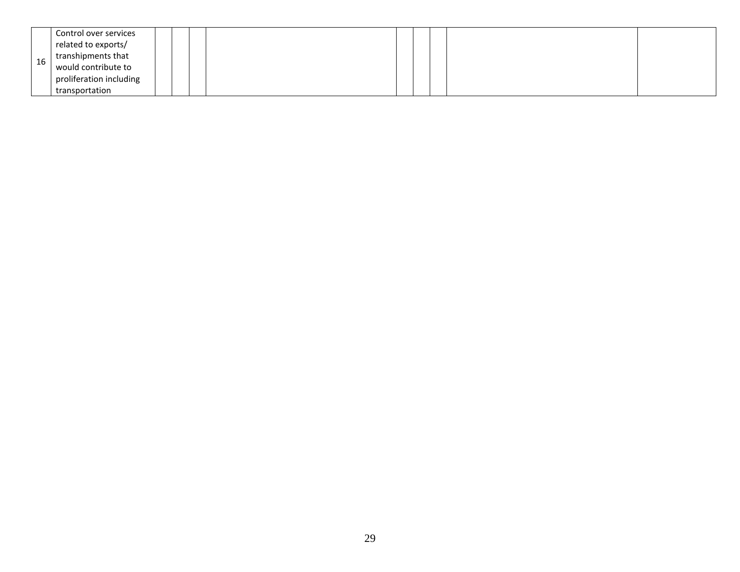| | | | | | | | | | | |
|---|---|---|---|---|---|---|---|---|---|---|
| 16 | Control over services related to exports/ transhipments that would contribute to proliferation including transportation | | | | | | | | | |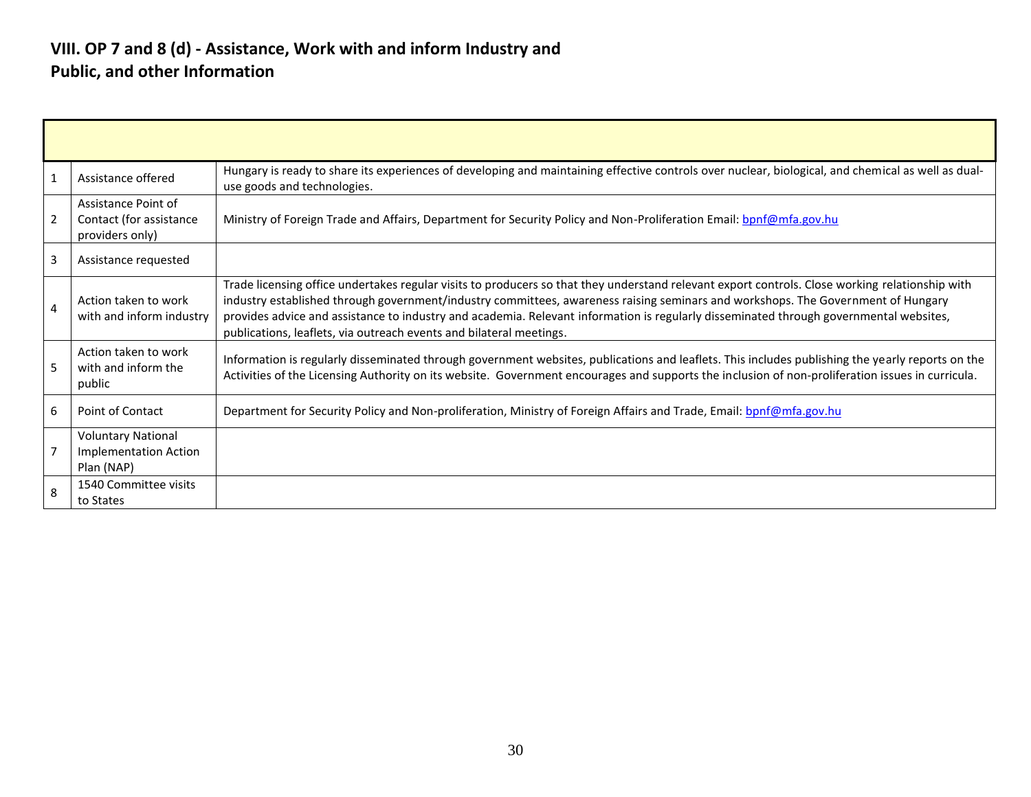## VIII. OP 7 and 8 (d) - Assistance, Work with and inform Industry and Public, and other Information

| | | |
|---|---|---|
| 1 | Assistance offered | Hungary is ready to share its experiences of developing and maintaining effective controls over nuclear, biological, and chemical as well as dual-use goods and technologies. |
| 2 | Assistance Point of Contact (for assistance providers only) | Ministry of Foreign Trade and Affairs, Department for Security Policy and Non-Proliferation Email: bpnf@mfa.gov.hu |
| 3 | Assistance requested | |
| 4 | Action taken to work with and inform industry | Trade licensing office undertakes regular visits to producers so that they understand relevant export controls. Close working relationship with industry established through government/industry committees, awareness raising seminars and workshops. The Government of Hungary provides advice and assistance to industry and academia. Relevant information is regularly disseminated through governmental websites, publications, leaflets, via outreach events and bilateral meetings. |
| 5 | Action taken to work with and inform the public | Information is regularly disseminated through government websites, publications and leaflets. This includes publishing the yearly reports on the Activities of the Licensing Authority on its website. Government encourages and supports the inclusion of non-proliferation issues in curricula. |
| 6 | Point of Contact | Department for Security Policy and Non-proliferation, Ministry of Foreign Affairs and Trade, Email: bpnf@mfa.gov.hu |
| 7 | Voluntary National Implementation Action Plan (NAP) | |
| 8 | 1540 Committee visits to States | |